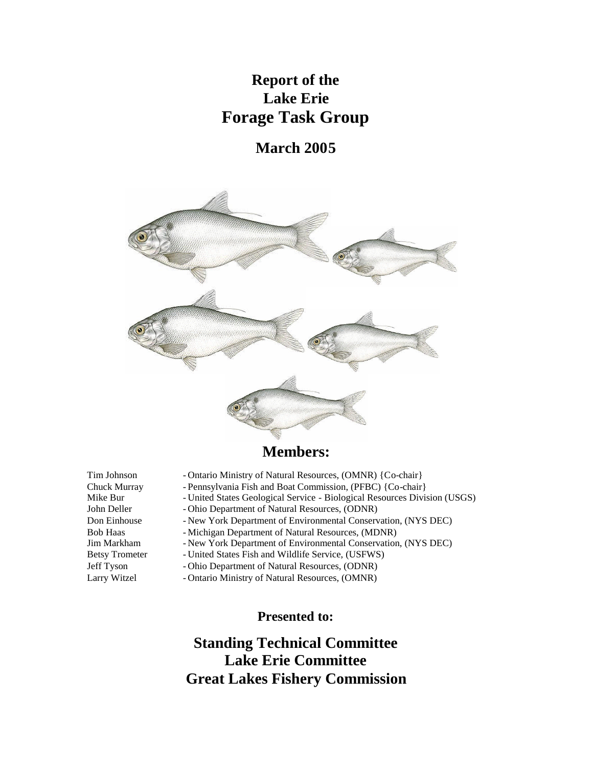# Report of the Lake Erie Forage Task Group

## March 2005

## Members:

| | |
|---|---|
| Tim Johnson | - Ontario Ministry of Natural Resources, (OMNR) {Co-chair} |
| Chuck Murray | - Pennsylvania Fish and Boat Commission, (PFBC) {Co-chair} |
| Mike Bur | - United States Geological Service - Biological Resources Division (USGS) |
| John Deller | - Ohio Department of Natural Resources, (ODNR) |
| Don Einhouse | - New York Department of Environmental Conservation, (NYS DEC) |
| Bob Haas | - Michigan Department of Natural Resources, (MDNR) |
| Jim Markham | - New York Department of Environmental Conservation, (NYS DEC) |
| Betsy Trometer | - United States Fish and Wildlife Service, (USFWS) |
| Jeff Tyson | - Ohio Department of Natural Resources, (ODNR) |
| Larry Witzel | - Ontario Ministry of Natural Resources, (OMNR) |

### Presented to:

## Standing Technical Committee
## Lake Erie Committee
## Great Lakes Fishery Commission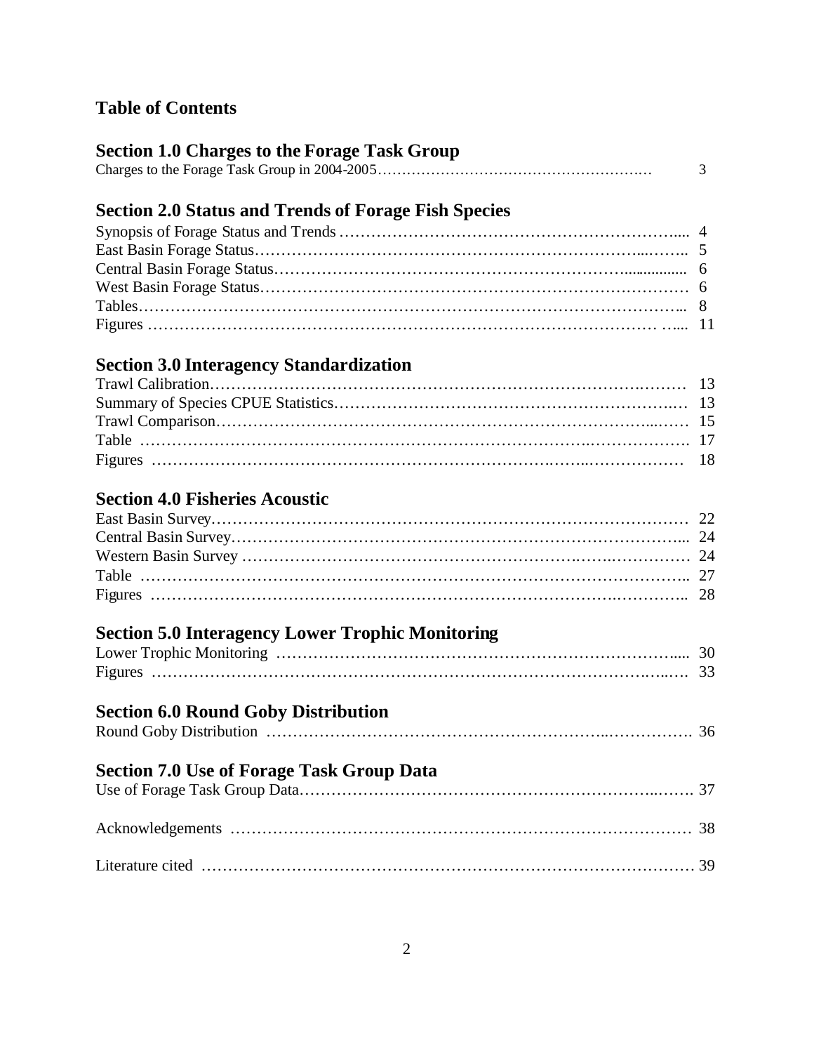# Table of Contents

## Section 1.0 Charges to the Forage Task Group

Charges to the Forage Task Group in 2004-2005 ........ 3

## Section 2.0 Status and Trends of Forage Fish Species

Synopsis of Forage Status and Trends ........ 4
East Basin Forage Status ........ 5
Central Basin Forage Status ........ 6
West Basin Forage Status ........ 6
Tables ........ 8
Figures ........ 11

## Section 3.0 Interagency Standardization

Trawl Calibration ........ 13
Summary of Species CPUE Statistics ........ 13
Trawl Comparison ........ 15
Table ........ 17
Figures ........ 18

## Section 4.0 Fisheries Acoustic

East Basin Survey ........ 22
Central Basin Survey ........ 24
Western Basin Survey ........ 24
Table ........ 27
Figures ........ 28

## Section 5.0 Interagency Lower Trophic Monitoring

Lower Trophic Monitoring ........ 30
Figures ........ 33

## Section 6.0 Round Goby Distribution

Round Goby Distribution ........ 36

## Section 7.0 Use of Forage Task Group Data

Use of Forage Task Group Data ........ 37

Acknowledgements ........ 38

Literature cited ........ 39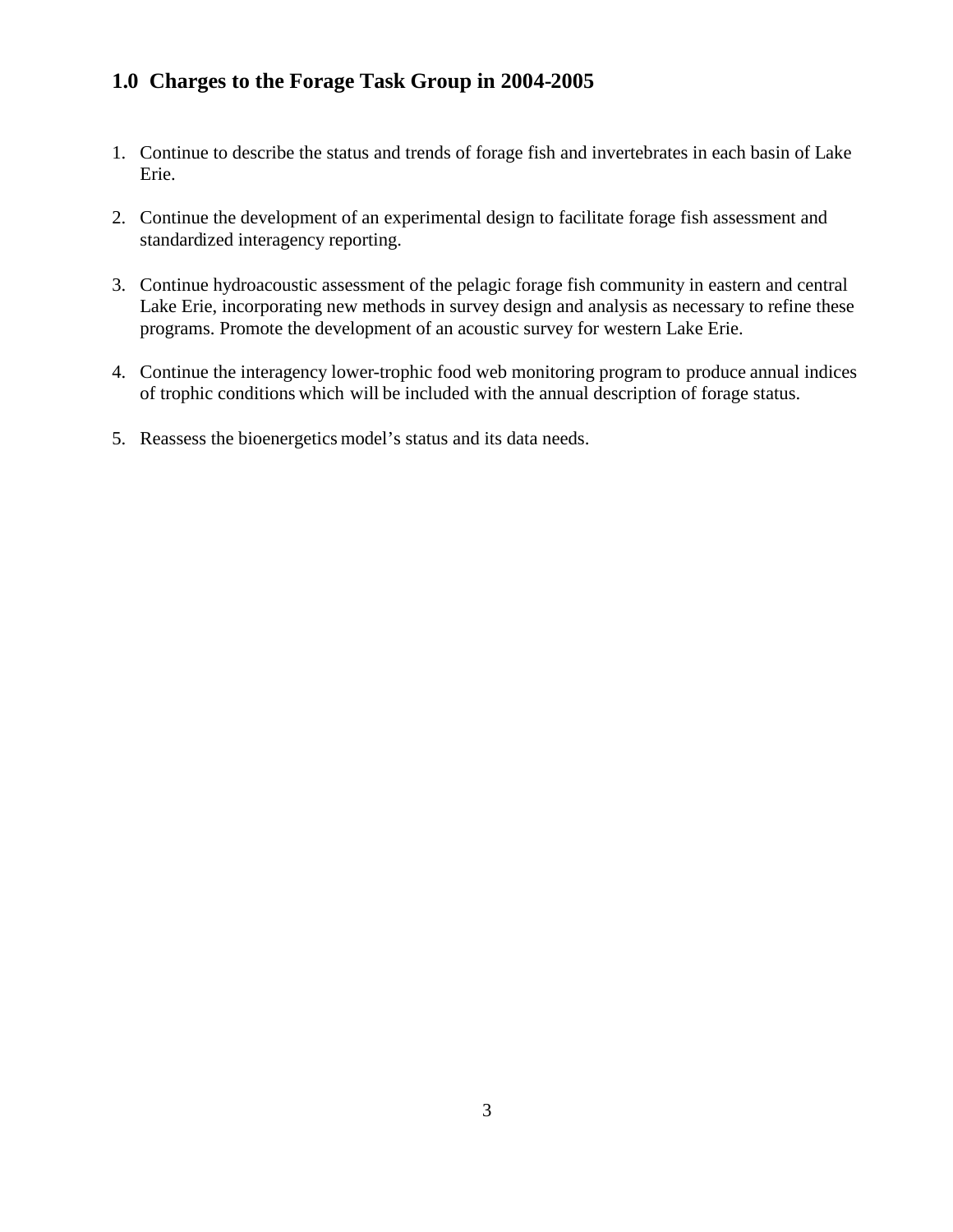## 1.0 Charges to the Forage Task Group in 2004-2005

1. Continue to describe the status and trends of forage fish and invertebrates in each basin of Lake Erie.

2. Continue the development of an experimental design to facilitate forage fish assessment and standardized interagency reporting.

3. Continue hydroacoustic assessment of the pelagic forage fish community in eastern and central Lake Erie, incorporating new methods in survey design and analysis as necessary to refine these programs. Promote the development of an acoustic survey for western Lake Erie.

4. Continue the interagency lower-trophic food web monitoring program to produce annual indices of trophic conditions which will be included with the annual description of forage status.

5. Reassess the bioenergetics model's status and its data needs.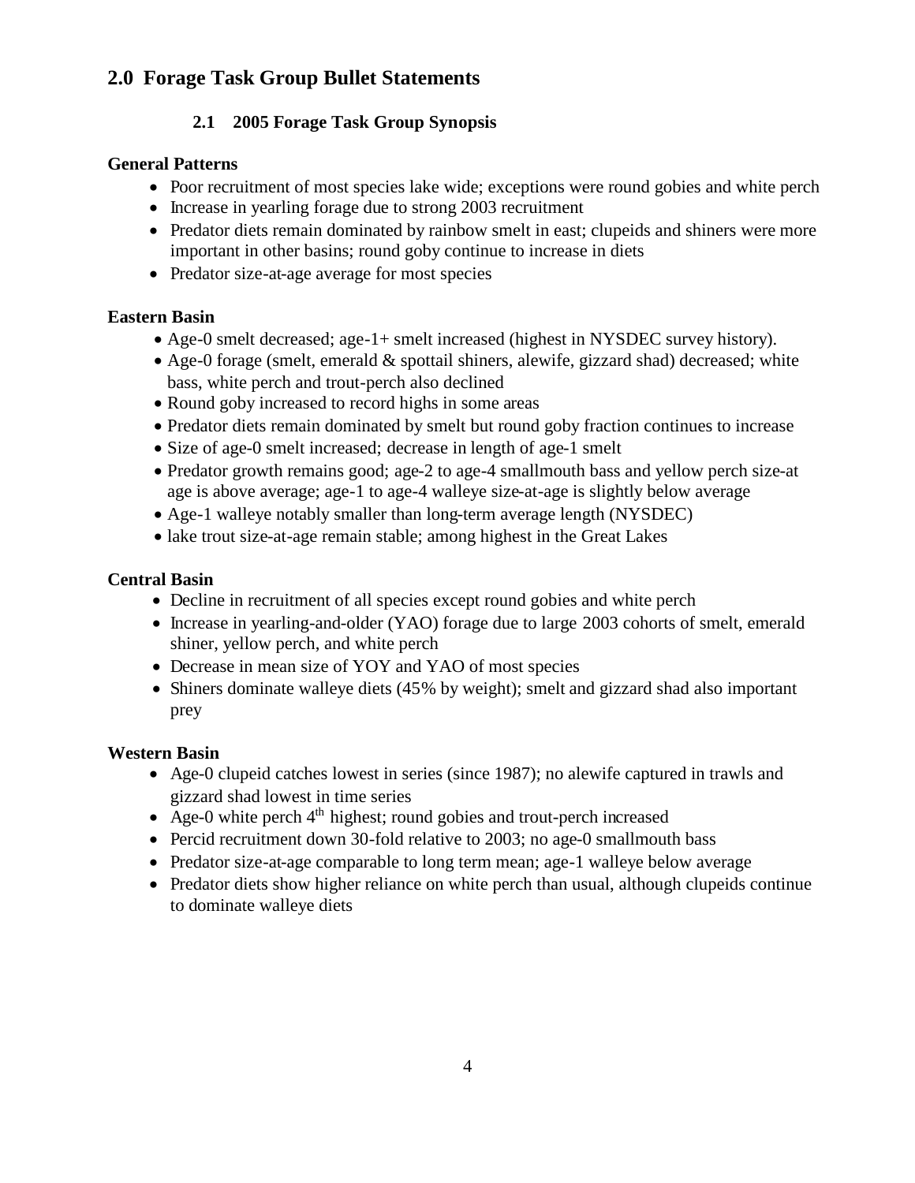## 2.0 Forage Task Group Bullet Statements

### 2.1 2005 Forage Task Group Synopsis

**General Patterns**

- Poor recruitment of most species lake wide; exceptions were round gobies and white perch
- Increase in yearling forage due to strong 2003 recruitment
- Predator diets remain dominated by rainbow smelt in east; clupeids and shiners were more important in other basins; round goby continue to increase in diets
- Predator size-at-age average for most species

**Eastern Basin**

- Age-0 smelt decreased; age-1+ smelt increased (highest in NYSDEC survey history).
- Age-0 forage (smelt, emerald & spottail shiners, alewife, gizzard shad) decreased; white bass, white perch and trout-perch also declined
- Round goby increased to record highs in some areas
- Predator diets remain dominated by smelt but round goby fraction continues to increase
- Size of age-0 smelt increased; decrease in length of age-1 smelt
- Predator growth remains good; age-2 to age-4 smallmouth bass and yellow perch size-at age is above average; age-1 to age-4 walleye size-at-age is slightly below average
- Age-1 walleye notably smaller than long-term average length (NYSDEC)
- lake trout size-at-age remain stable; among highest in the Great Lakes

**Central Basin**

- Decline in recruitment of all species except round gobies and white perch
- Increase in yearling-and-older (YAO) forage due to large 2003 cohorts of smelt, emerald shiner, yellow perch, and white perch
- Decrease in mean size of YOY and YAO of most species
- Shiners dominate walleye diets (45% by weight); smelt and gizzard shad also important prey

**Western Basin**

- Age-0 clupeid catches lowest in series (since 1987); no alewife captured in trawls and gizzard shad lowest in time series
- Age-0 white perch 4th highest; round gobies and trout-perch increased
- Percid recruitment down 30-fold relative to 2003; no age-0 smallmouth bass
- Predator size-at-age comparable to long term mean; age-1 walleye below average
- Predator diets show higher reliance on white perch than usual, although clupeids continue to dominate walleye diets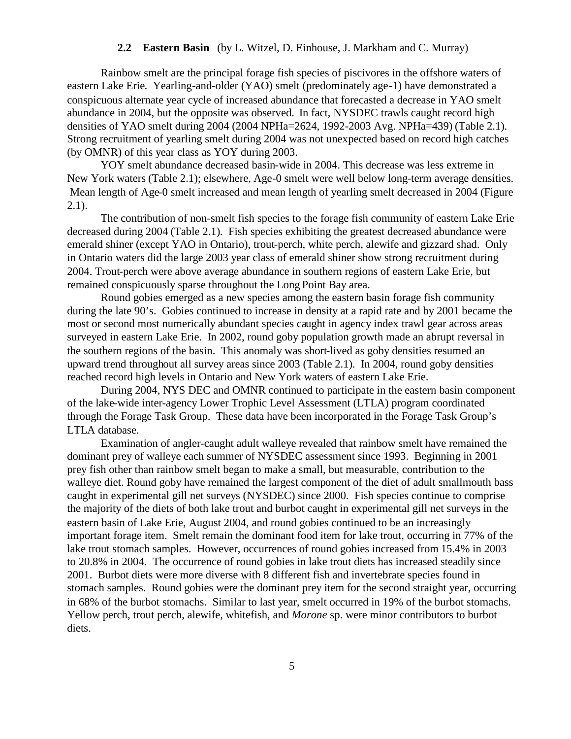## 2.2 Eastern Basin (by L. Witzel, D. Einhouse, J. Markham and C. Murray)

Rainbow smelt are the principal forage fish species of piscivores in the offshore waters of eastern Lake Erie. Yearling-and-older (YAO) smelt (predominately age-1) have demonstrated a conspicuous alternate year cycle of increased abundance that forecasted a decrease in YAO smelt abundance in 2004, but the opposite was observed. In fact, NYSDEC trawls caught record high densities of YAO smelt during 2004 (2004 NPHa=2624, 1992-2003 Avg. NPHa=439) (Table 2.1). Strong recruitment of yearling smelt during 2004 was not unexpected based on record high catches (by OMNR) of this year class as YOY during 2003.

YOY smelt abundance decreased basin-wide in 2004. This decrease was less extreme in New York waters (Table 2.1); elsewhere, Age-0 smelt were well below long-term average densities. Mean length of Age-0 smelt increased and mean length of yearling smelt decreased in 2004 (Figure 2.1).

The contribution of non-smelt fish species to the forage fish community of eastern Lake Erie decreased during 2004 (Table 2.1). Fish species exhibiting the greatest decreased abundance were emerald shiner (except YAO in Ontario), trout-perch, white perch, alewife and gizzard shad. Only in Ontario waters did the large 2003 year class of emerald shiner show strong recruitment during 2004. Trout-perch were above average abundance in southern regions of eastern Lake Erie, but remained conspicuously sparse throughout the Long Point Bay area.

Round gobies emerged as a new species among the eastern basin forage fish community during the late 90's. Gobies continued to increase in density at a rapid rate and by 2001 became the most or second most numerically abundant species caught in agency index trawl gear across areas surveyed in eastern Lake Erie. In 2002, round goby population growth made an abrupt reversal in the southern regions of the basin. This anomaly was short-lived as goby densities resumed an upward trend throughout all survey areas since 2003 (Table 2.1). In 2004, round goby densities reached record high levels in Ontario and New York waters of eastern Lake Erie.

During 2004, NYS DEC and OMNR continued to participate in the eastern basin component of the lake-wide inter-agency Lower Trophic Level Assessment (LTLA) program coordinated through the Forage Task Group. These data have been incorporated in the Forage Task Group's LTLA database.

Examination of angler-caught adult walleye revealed that rainbow smelt have remained the dominant prey of walleye each summer of NYSDEC assessment since 1993. Beginning in 2001 prey fish other than rainbow smelt began to make a small, but measurable, contribution to the walleye diet. Round goby have remained the largest component of the diet of adult smallmouth bass caught in experimental gill net surveys (NYSDEC) since 2000. Fish species continue to comprise the majority of the diets of both lake trout and burbot caught in experimental gill net surveys in the eastern basin of Lake Erie, August 2004, and round gobies continued to be an increasingly important forage item. Smelt remain the dominant food item for lake trout, occurring in 77% of the lake trout stomach samples. However, occurrences of round gobies increased from 15.4% in 2003 to 20.8% in 2004. The occurrence of round gobies in lake trout diets has increased steadily since 2001. Burbot diets were more diverse with 8 different fish and invertebrate species found in stomach samples. Round gobies were the dominant prey item for the second straight year, occurring in 68% of the burbot stomachs. Similar to last year, smelt occurred in 19% of the burbot stomachs. Yellow perch, trout perch, alewife, whitefish, and *Morone* sp. were minor contributors to burbot diets.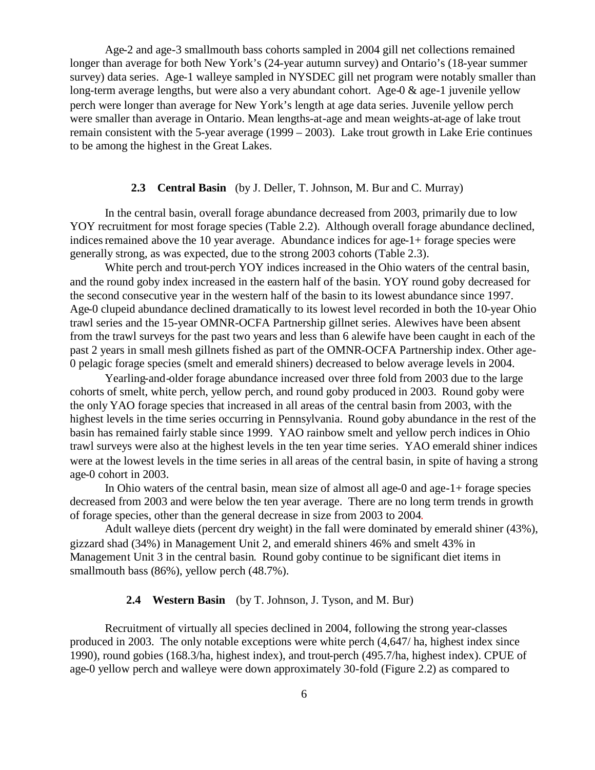Age-2 and age-3 smallmouth bass cohorts sampled in 2004 gill net collections remained longer than average for both New York's (24-year autumn survey) and Ontario's (18-year summer survey) data series. Age-1 walleye sampled in NYSDEC gill net program were notably smaller than long-term average lengths, but were also a very abundant cohort. Age-0 & age-1 juvenile yellow perch were longer than average for New York's length at age data series. Juvenile yellow perch were smaller than average in Ontario. Mean lengths-at-age and mean weights-at-age of lake trout remain consistent with the 5-year average (1999 – 2003). Lake trout growth in Lake Erie continues to be among the highest in the Great Lakes.

### 2.3 Central Basin (by J. Deller, T. Johnson, M. Bur and C. Murray)

In the central basin, overall forage abundance decreased from 2003, primarily due to low YOY recruitment for most forage species (Table 2.2). Although overall forage abundance declined, indices remained above the 10 year average. Abundance indices for age-1+ forage species were generally strong, as was expected, due to the strong 2003 cohorts (Table 2.3).

White perch and trout-perch YOY indices increased in the Ohio waters of the central basin, and the round goby index increased in the eastern half of the basin. YOY round goby decreased for the second consecutive year in the western half of the basin to its lowest abundance since 1997. Age-0 clupeid abundance declined dramatically to its lowest level recorded in both the 10-year Ohio trawl series and the 15-year OMNR-OCFA Partnership gillnet series. Alewives have been absent from the trawl surveys for the past two years and less than 6 alewife have been caught in each of the past 2 years in small mesh gillnets fished as part of the OMNR-OCFA Partnership index. Other age-0 pelagic forage species (smelt and emerald shiners) decreased to below average levels in 2004.

Yearling-and-older forage abundance increased over three fold from 2003 due to the large cohorts of smelt, white perch, yellow perch, and round goby produced in 2003. Round goby were the only YAO forage species that increased in all areas of the central basin from 2003, with the highest levels in the time series occurring in Pennsylvania. Round goby abundance in the rest of the basin has remained fairly stable since 1999. YAO rainbow smelt and yellow perch indices in Ohio trawl surveys were also at the highest levels in the ten year time series. YAO emerald shiner indices were at the lowest levels in the time series in all areas of the central basin, in spite of having a strong age-0 cohort in 2003.

In Ohio waters of the central basin, mean size of almost all age-0 and age-1+ forage species decreased from 2003 and were below the ten year average. There are no long term trends in growth of forage species, other than the general decrease in size from 2003 to 2004.

Adult walleye diets (percent dry weight) in the fall were dominated by emerald shiner (43%), gizzard shad (34%) in Management Unit 2, and emerald shiners 46% and smelt 43% in Management Unit 3 in the central basin. Round goby continue to be significant diet items in smallmouth bass (86%), yellow perch (48.7%).

### 2.4 Western Basin (by T. Johnson, J. Tyson, and M. Bur)

Recruitment of virtually all species declined in 2004, following the strong year-classes produced in 2003. The only notable exceptions were white perch (4,647/ ha, highest index since 1990), round gobies (168.3/ha, highest index), and trout-perch (495.7/ha, highest index). CPUE of age-0 yellow perch and walleye were down approximately 30-fold (Figure 2.2) as compared to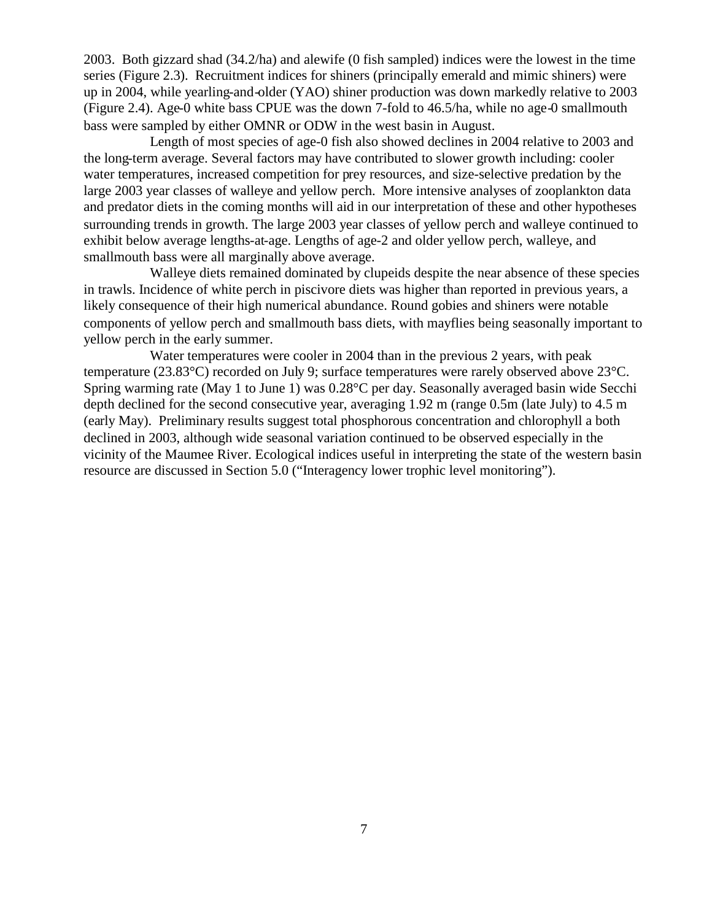2003. Both gizzard shad (34.2/ha) and alewife (0 fish sampled) indices were the lowest in the time series (Figure 2.3). Recruitment indices for shiners (principally emerald and mimic shiners) were up in 2004, while yearling-and-older (YAO) shiner production was down markedly relative to 2003 (Figure 2.4). Age-0 white bass CPUE was the down 7-fold to 46.5/ha, while no age-0 smallmouth bass were sampled by either OMNR or ODW in the west basin in August.

Length of most species of age-0 fish also showed declines in 2004 relative to 2003 and the long-term average. Several factors may have contributed to slower growth including: cooler water temperatures, increased competition for prey resources, and size-selective predation by the large 2003 year classes of walleye and yellow perch. More intensive analyses of zooplankton data and predator diets in the coming months will aid in our interpretation of these and other hypotheses surrounding trends in growth. The large 2003 year classes of yellow perch and walleye continued to exhibit below average lengths-at-age. Lengths of age-2 and older yellow perch, walleye, and smallmouth bass were all marginally above average.

Walleye diets remained dominated by clupeids despite the near absence of these species in trawls. Incidence of white perch in piscivore diets was higher than reported in previous years, a likely consequence of their high numerical abundance. Round gobies and shiners were notable components of yellow perch and smallmouth bass diets, with mayflies being seasonally important to yellow perch in the early summer.

Water temperatures were cooler in 2004 than in the previous 2 years, with peak temperature (23.83°C) recorded on July 9; surface temperatures were rarely observed above 23°C. Spring warming rate (May 1 to June 1) was 0.28°C per day. Seasonally averaged basin wide Secchi depth declined for the second consecutive year, averaging 1.92 m (range 0.5m (late July) to 4.5 m (early May). Preliminary results suggest total phosphorous concentration and chlorophyll a both declined in 2003, although wide seasonal variation continued to be observed especially in the vicinity of the Maumee River. Ecological indices useful in interpreting the state of the western basin resource are discussed in Section 5.0 ("Interagency lower trophic level monitoring").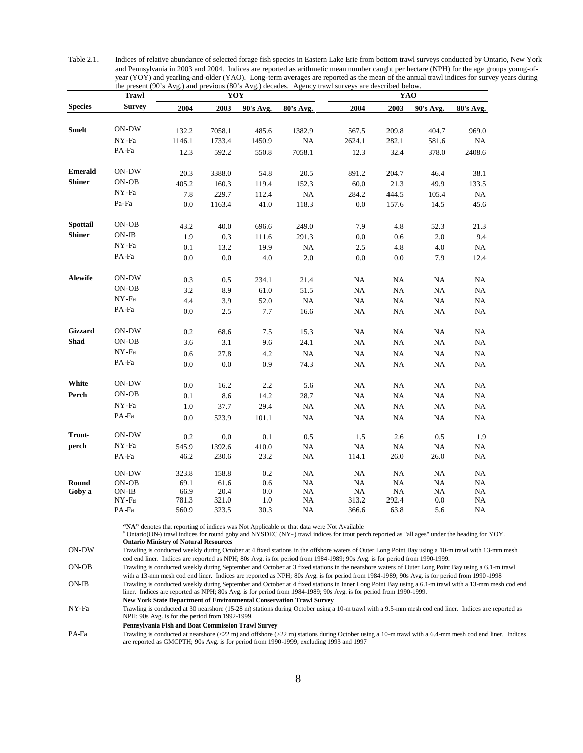Table 2.1. Indices of relative abundance of selected forage fish species in Eastern Lake Erie from bottom trawl surveys conducted by Ontario, New York and Pennsylvania in 2003 and 2004. Indices are reported as arithmetic mean number caught per hectare (NPH) for the age groups young-of-year (YOY) and yearling-and-older (YAO). Long-term averages are reported as the mean of the annual trawl indices for survey years during the present (90's Avg.) and previous (80's Avg.) decades. Agency trawl surveys are described below.

| Species | Trawl Survey | YOY | | | | YAO | | | |
|---|---|---|---|---|---|---|---|---|---|
| | | 2004 | 2003 | 90's Avg. | 80's Avg. | 2004 | 2003 | 90's Avg. | 80's Avg. |
| Smelt | ON-DW | 132.2 | 7058.1 | 485.6 | 1382.9 | 567.5 | 209.8 | 404.7 | 969.0 |
| | NY-Fa | 1146.1 | 1733.4 | 1450.9 | NA | 2624.1 | 282.1 | 581.6 | NA |
| | PA-Fa | 12.3 | 592.2 | 550.8 | 7058.1 | 12.3 | 32.4 | 378.0 | 2408.6 |
| Emerald Shiner | ON-DW | 20.3 | 3388.0 | 54.8 | 20.5 | 891.2 | 204.7 | 46.4 | 38.1 |
| | ON-OB | 405.2 | 160.3 | 119.4 | 152.3 | 60.0 | 21.3 | 49.9 | 133.5 |
| | NY-Fa | 7.8 | 229.7 | 112.4 | NA | 284.2 | 444.5 | 105.4 | NA |
| | Pa-Fa | 0.0 | 1163.4 | 41.0 | 118.3 | 0.0 | 157.6 | 14.5 | 45.6 |
| Spottail Shiner | ON-OB | 43.2 | 40.0 | 696.6 | 249.0 | 7.9 | 4.8 | 52.3 | 21.3 |
| | ON-IB | 1.9 | 0.3 | 111.6 | 291.3 | 0.0 | 0.6 | 2.0 | 9.4 |
| | NY-Fa | 0.1 | 13.2 | 19.9 | NA | 2.5 | 4.8 | 4.0 | NA |
| | PA-Fa | 0.0 | 0.0 | 4.0 | 2.0 | 0.0 | 0.0 | 7.9 | 12.4 |
| Alewife | ON-DW | 0.3 | 0.5 | 234.1 | 21.4 | NA | NA | NA | NA |
| | ON-OB | 3.2 | 8.9 | 61.0 | 51.5 | NA | NA | NA | NA |
| | NY-Fa | 4.4 | 3.9 | 52.0 | NA | NA | NA | NA | NA |
| | PA-Fa | 0.0 | 2.5 | 7.7 | 16.6 | NA | NA | NA | NA |
| Gizzard Shad | ON-DW | 0.2 | 68.6 | 7.5 | 15.3 | NA | NA | NA | NA |
| | ON-OB | 3.6 | 3.1 | 9.6 | 24.1 | NA | NA | NA | NA |
| | NY-Fa | 0.6 | 27.8 | 4.2 | NA | NA | NA | NA | NA |
| | PA-Fa | 0.0 | 0.0 | 0.9 | 74.3 | NA | NA | NA | NA |
| White Perch | ON-DW | 0.0 | 16.2 | 2.2 | 5.6 | NA | NA | NA | NA |
| | ON-OB | 0.1 | 8.6 | 14.2 | 28.7 | NA | NA | NA | NA |
| | NY-Fa | 1.0 | 37.7 | 29.4 | NA | NA | NA | NA | NA |
| | PA-Fa | 0.0 | 523.9 | 101.1 | NA | NA | NA | NA | NA |
| Trout-perch | ON-DW | 0.2 | 0.0 | 0.1 | 0.5 | 1.5 | 2.6 | 0.5 | 1.9 |
| | NY-Fa | 545.9 | 1392.6 | 410.0 | NA | NA | NA | NA | NA |
| | PA-Fa | 46.2 | 230.6 | 23.2 | NA | 114.1 | 26.0 | 26.0 | NA |
| Round Goby [a] | ON-DW | 323.8 | 158.8 | 0.2 | NA | NA | NA | NA | NA |
| | ON-OB | 69.1 | 61.6 | 0.6 | NA | NA | NA | NA | NA |
| | ON-IB | 66.9 | 20.4 | 0.0 | NA | NA | NA | NA | NA |
| | NY-Fa | 781.3 | 321.0 | 1.0 | NA | 313.2 | 292.4 | 0.0 | NA |
| | PA-Fa | 560.9 | 323.5 | 30.3 | NA | 366.6 | 63.8 | 5.6 | NA |

**"NA"** denotes that reporting of indices was Not Applicable or that data were Not Available

[a] Ontario(ON-) trawl indices for round goby and NYSDEC (NY-) trawl indices for trout perch reported as "all ages" under the heading for YOY.

**Ontario Ministry of Natural Resources**

ON-DW — Trawling is conducted weekly during October at 4 fixed stations in the offshore waters of Outer Long Point Bay using a 10-m trawl with 13-mm mesh cod end liner. Indices are reported as NPH; 80s Avg. is for period from 1984-1989; 90s Avg. is for period from 1990-1999.

ON-OB — Trawling is conducted weekly during September and October at 3 fixed stations in the nearshore waters of Outer Long Point Bay using a 6.1-m trawl with a 13-mm mesh cod end liner. Indices are reported as NPH; 80s Avg. is for period from 1984-1989; 90s Avg. is for period from 1990-1998

ON-IB — Trawling is conducted weekly during September and October at 4 fixed stations in Inner Long Point Bay using a 6.1-m trawl with a 13-mm mesh cod end liner. Indices are reported as NPH; 80s Avg. is for period from 1984-1989; 90s Avg. is for period from 1990-1999.

**New York State Department of Environmental Conservation Trawl Survey**

NY-Fa — Trawling is conducted at 30 nearshore (15-28 m) stations during October using a 10-m trawl with a 9.5-mm mesh cod end liner. Indices are reported as NPH; 90s Avg. is for the period from 1992-1999.

**Pennsylvania Fish and Boat Commission Trawl Survey**

PA-Fa — Trawling is conducted at nearshore (<22 m) and offshore (>22 m) stations during October using a 10-m trawl with a 6.4-mm mesh cod end liner. Indices are reported as GMCPTH; 90s Avg. is for period from 1990-1999, excluding 1993 and 1997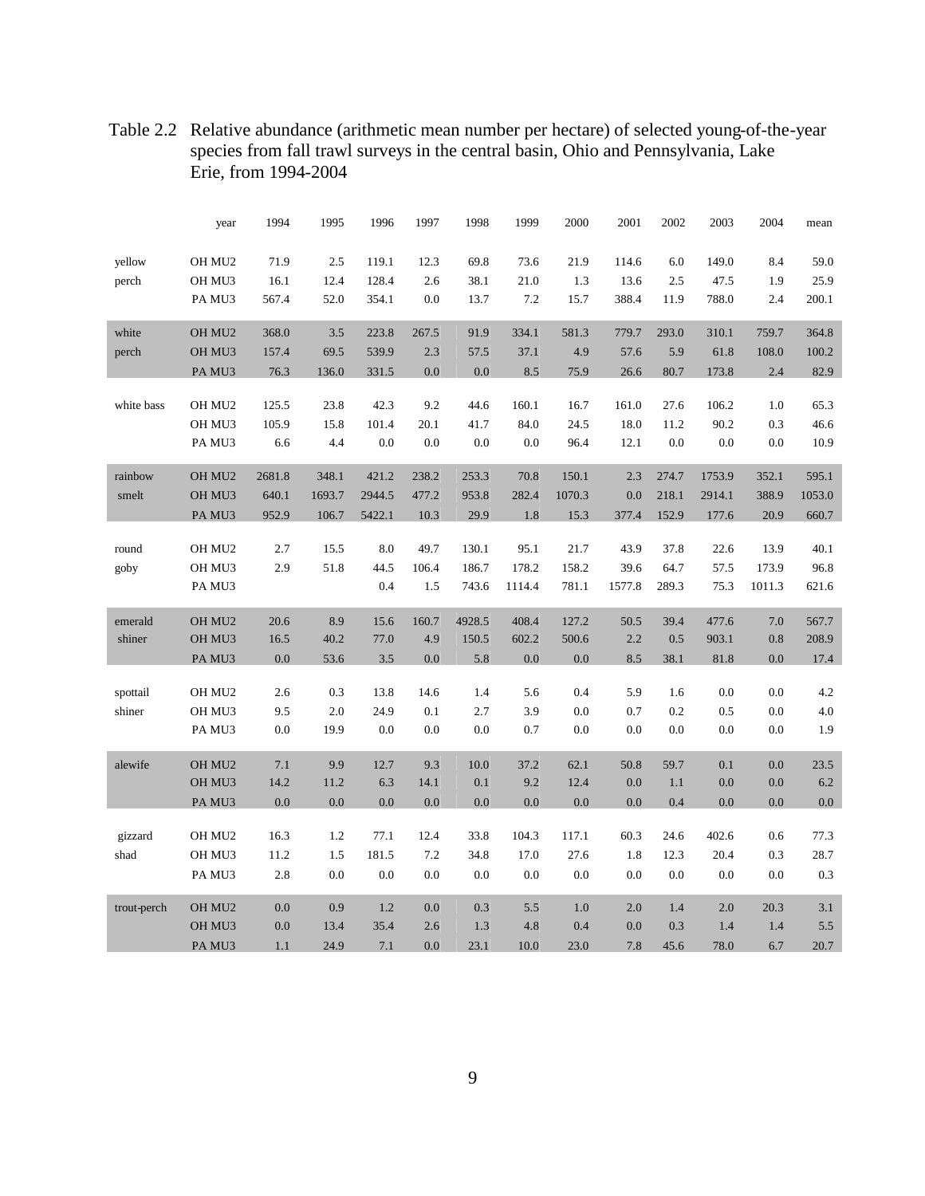Table 2.2 Relative abundance (arithmetic mean number per hectare) of selected young-of-the-year species from fall trawl surveys in the central basin, Ohio and Pennsylvania, Lake Erie, from 1994-2004

| | year | 1994 | 1995 | 1996 | 1997 | 1998 | 1999 | 2000 | 2001 | 2002 | 2003 | 2004 | mean |
|---|---|---|---|---|---|---|---|---|---|---|---|---|---|
| yellow perch | OH MU2 | 71.9 | 2.5 | 119.1 | 12.3 | 69.8 | 73.6 | 21.9 | 114.6 | 6.0 | 149.0 | 8.4 | 59.0 |
| | OH MU3 | 16.1 | 12.4 | 128.4 | 2.6 | 38.1 | 21.0 | 1.3 | 13.6 | 2.5 | 47.5 | 1.9 | 25.9 |
| | PA MU3 | 567.4 | 52.0 | 354.1 | 0.0 | 13.7 | 7.2 | 15.7 | 388.4 | 11.9 | 788.0 | 2.4 | 200.1 |
| white perch | OH MU2 | 368.0 | 3.5 | 223.8 | 267.5 | 91.9 | 334.1 | 581.3 | 779.7 | 293.0 | 310.1 | 759.7 | 364.8 |
| | OH MU3 | 157.4 | 69.5 | 539.9 | 2.3 | 57.5 | 37.1 | 4.9 | 57.6 | 5.9 | 61.8 | 108.0 | 100.2 |
| | PA MU3 | 76.3 | 136.0 | 331.5 | 0.0 | 0.0 | 8.5 | 75.9 | 26.6 | 80.7 | 173.8 | 2.4 | 82.9 |
| white bass | OH MU2 | 125.5 | 23.8 | 42.3 | 9.2 | 44.6 | 160.1 | 16.7 | 161.0 | 27.6 | 106.2 | 1.0 | 65.3 |
| | OH MU3 | 105.9 | 15.8 | 101.4 | 20.1 | 41.7 | 84.0 | 24.5 | 18.0 | 11.2 | 90.2 | 0.3 | 46.6 |
| | PA MU3 | 6.6 | 4.4 | 0.0 | 0.0 | 0.0 | 0.0 | 96.4 | 12.1 | 0.0 | 0.0 | 0.0 | 10.9 |
| rainbow smelt | OH MU2 | 2681.8 | 348.1 | 421.2 | 238.2 | 253.3 | 70.8 | 150.1 | 2.3 | 274.7 | 1753.9 | 352.1 | 595.1 |
| | OH MU3 | 640.1 | 1693.7 | 2944.5 | 477.2 | 953.8 | 282.4 | 1070.3 | 0.0 | 218.1 | 2914.1 | 388.9 | 1053.0 |
| | PA MU3 | 952.9 | 106.7 | 5422.1 | 10.3 | 29.9 | 1.8 | 15.3 | 377.4 | 152.9 | 177.6 | 20.9 | 660.7 |
| round goby | OH MU2 | 2.7 | 15.5 | 8.0 | 49.7 | 130.1 | 95.1 | 21.7 | 43.9 | 37.8 | 22.6 | 13.9 | 40.1 |
| | OH MU3 | 2.9 | 51.8 | 44.5 | 106.4 | 186.7 | 178.2 | 158.2 | 39.6 | 64.7 | 57.5 | 173.9 | 96.8 |
| | PA MU3 | | | 0.4 | 1.5 | 743.6 | 1114.4 | 781.1 | 1577.8 | 289.3 | 75.3 | 1011.3 | 621.6 |
| emerald shiner | OH MU2 | 20.6 | 8.9 | 15.6 | 160.7 | 4928.5 | 408.4 | 127.2 | 50.5 | 39.4 | 477.6 | 7.0 | 567.7 |
| | OH MU3 | 16.5 | 40.2 | 77.0 | 4.9 | 150.5 | 602.2 | 500.6 | 2.2 | 0.5 | 903.1 | 0.8 | 208.9 |
| | PA MU3 | 0.0 | 53.6 | 3.5 | 0.0 | 5.8 | 0.0 | 0.0 | 8.5 | 38.1 | 81.8 | 0.0 | 17.4 |
| spottail shiner | OH MU2 | 2.6 | 0.3 | 13.8 | 14.6 | 1.4 | 5.6 | 0.4 | 5.9 | 1.6 | 0.0 | 0.0 | 4.2 |
| | OH MU3 | 9.5 | 2.0 | 24.9 | 0.1 | 2.7 | 3.9 | 0.0 | 0.7 | 0.2 | 0.5 | 0.0 | 4.0 |
| | PA MU3 | 0.0 | 19.9 | 0.0 | 0.0 | 0.0 | 0.7 | 0.0 | 0.0 | 0.0 | 0.0 | 0.0 | 1.9 |
| alewife | OH MU2 | 7.1 | 9.9 | 12.7 | 9.3 | 10.0 | 37.2 | 62.1 | 50.8 | 59.7 | 0.1 | 0.0 | 23.5 |
| | OH MU3 | 14.2 | 11.2 | 6.3 | 14.1 | 0.1 | 9.2 | 12.4 | 0.0 | 1.1 | 0.0 | 0.0 | 6.2 |
| | PA MU3 | 0.0 | 0.0 | 0.0 | 0.0 | 0.0 | 0.0 | 0.0 | 0.0 | 0.4 | 0.0 | 0.0 | 0.0 |
| gizzard shad | OH MU2 | 16.3 | 1.2 | 77.1 | 12.4 | 33.8 | 104.3 | 117.1 | 60.3 | 24.6 | 402.6 | 0.6 | 77.3 |
| | OH MU3 | 11.2 | 1.5 | 181.5 | 7.2 | 34.8 | 17.0 | 27.6 | 1.8 | 12.3 | 20.4 | 0.3 | 28.7 |
| | PA MU3 | 2.8 | 0.0 | 0.0 | 0.0 | 0.0 | 0.0 | 0.0 | 0.0 | 0.0 | 0.0 | 0.0 | 0.3 |
| trout-perch | OH MU2 | 0.0 | 0.9 | 1.2 | 0.0 | 0.3 | 5.5 | 1.0 | 2.0 | 1.4 | 2.0 | 20.3 | 3.1 |
| | OH MU3 | 0.0 | 13.4 | 35.4 | 2.6 | 1.3 | 4.8 | 0.4 | 0.0 | 0.3 | 1.4 | 1.4 | 5.5 |
| | PA MU3 | 1.1 | 24.9 | 7.1 | 0.0 | 23.1 | 10.0 | 23.0 | 7.8 | 45.6 | 78.0 | 6.7 | 20.7 |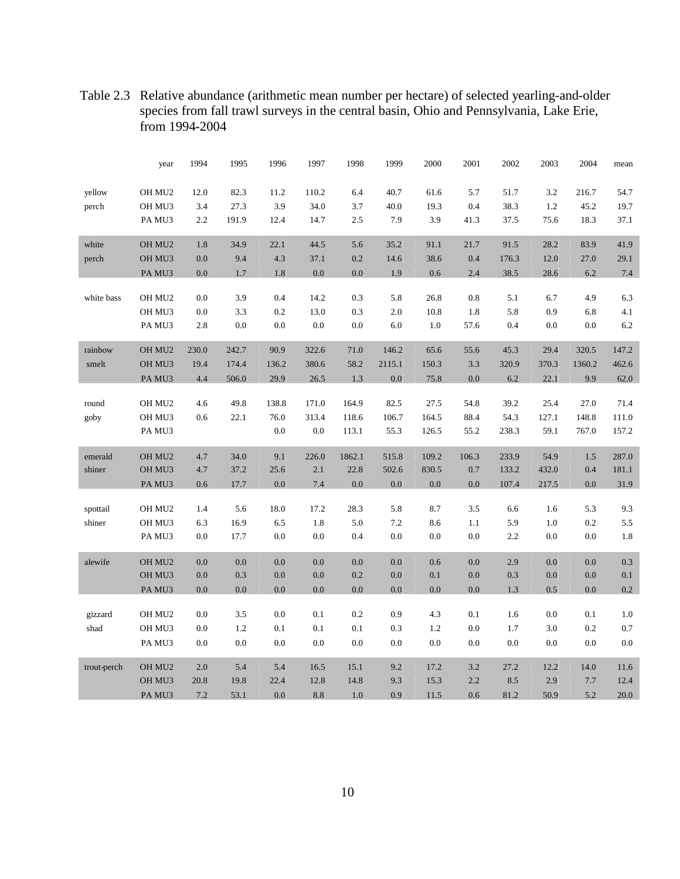Table 2.3 Relative abundance (arithmetic mean number per hectare) of selected yearling-and-older species from fall trawl surveys in the central basin, Ohio and Pennsylvania, Lake Erie, from 1994-2004

| | year | 1994 | 1995 | 1996 | 1997 | 1998 | 1999 | 2000 | 2001 | 2002 | 2003 | 2004 | mean |
|---|---|---|---|---|---|---|---|---|---|---|---|---|---|
| yellow perch | OH MU2 | 12.0 | 82.3 | 11.2 | 110.2 | 6.4 | 40.7 | 61.6 | 5.7 | 51.7 | 3.2 | 216.7 | 54.7 |
| | OH MU3 | 3.4 | 27.3 | 3.9 | 34.0 | 3.7 | 40.0 | 19.3 | 0.4 | 38.3 | 1.2 | 45.2 | 19.7 |
| | PA MU3 | 2.2 | 191.9 | 12.4 | 14.7 | 2.5 | 7.9 | 3.9 | 41.3 | 37.5 | 75.6 | 18.3 | 37.1 |
| white perch | OH MU2 | 1.8 | 34.9 | 22.1 | 44.5 | 5.6 | 35.2 | 91.1 | 21.7 | 91.5 | 28.2 | 83.9 | 41.9 |
| | OH MU3 | 0.0 | 9.4 | 4.3 | 37.1 | 0.2 | 14.6 | 38.6 | 0.4 | 176.3 | 12.0 | 27.0 | 29.1 |
| | PA MU3 | 0.0 | 1.7 | 1.8 | 0.0 | 0.0 | 1.9 | 0.6 | 2.4 | 38.5 | 28.6 | 6.2 | 7.4 |
| white bass | OH MU2 | 0.0 | 3.9 | 0.4 | 14.2 | 0.3 | 5.8 | 26.8 | 0.8 | 5.1 | 6.7 | 4.9 | 6.3 |
| | OH MU3 | 0.0 | 3.3 | 0.2 | 13.0 | 0.3 | 2.0 | 10.8 | 1.8 | 5.8 | 0.9 | 6.8 | 4.1 |
| | PA MU3 | 2.8 | 0.0 | 0.0 | 0.0 | 0.0 | 6.0 | 1.0 | 57.6 | 0.4 | 0.0 | 0.0 | 6.2 |
| rainbow smelt | OH MU2 | 230.0 | 242.7 | 90.9 | 322.6 | 71.0 | 146.2 | 65.6 | 55.6 | 45.3 | 29.4 | 320.5 | 147.2 |
| | OH MU3 | 19.4 | 174.4 | 136.2 | 380.6 | 58.2 | 2115.1 | 150.3 | 3.3 | 320.9 | 370.3 | 1360.2 | 462.6 |
| | PA MU3 | 4.4 | 506.0 | 29.9 | 26.5 | 1.3 | 0.0 | 75.8 | 0.0 | 6.2 | 22.1 | 9.9 | 62.0 |
| round goby | OH MU2 | 4.6 | 49.8 | 138.8 | 171.0 | 164.9 | 82.5 | 27.5 | 54.8 | 39.2 | 25.4 | 27.0 | 71.4 |
| | OH MU3 | 0.6 | 22.1 | 76.0 | 313.4 | 118.6 | 106.7 | 164.5 | 88.4 | 54.3 | 127.1 | 148.8 | 111.0 |
| | PA MU3 | | | 0.0 | 0.0 | 113.1 | 55.3 | 126.5 | 55.2 | 238.3 | 59.1 | 767.0 | 157.2 |
| emerald shiner | OH MU2 | 4.7 | 34.0 | 9.1 | 226.0 | 1862.1 | 515.8 | 109.2 | 106.3 | 233.9 | 54.9 | 1.5 | 287.0 |
| | OH MU3 | 4.7 | 37.2 | 25.6 | 2.1 | 22.8 | 502.6 | 830.5 | 0.7 | 133.2 | 432.0 | 0.4 | 181.1 |
| | PA MU3 | 0.6 | 17.7 | 0.0 | 7.4 | 0.0 | 0.0 | 0.0 | 0.0 | 107.4 | 217.5 | 0.0 | 31.9 |
| spottail shiner | OH MU2 | 1.4 | 5.6 | 18.0 | 17.2 | 28.3 | 5.8 | 8.7 | 3.5 | 6.6 | 1.6 | 5.3 | 9.3 |
| | OH MU3 | 6.3 | 16.9 | 6.5 | 1.8 | 5.0 | 7.2 | 8.6 | 1.1 | 5.9 | 1.0 | 0.2 | 5.5 |
| | PA MU3 | 0.0 | 17.7 | 0.0 | 0.0 | 0.4 | 0.0 | 0.0 | 0.0 | 2.2 | 0.0 | 0.0 | 1.8 |
| alewife | OH MU2 | 0.0 | 0.0 | 0.0 | 0.0 | 0.0 | 0.0 | 0.6 | 0.0 | 2.9 | 0.0 | 0.0 | 0.3 |
| | OH MU3 | 0.0 | 0.3 | 0.0 | 0.0 | 0.2 | 0.0 | 0.1 | 0.0 | 0.3 | 0.0 | 0.0 | 0.1 |
| | PA MU3 | 0.0 | 0.0 | 0.0 | 0.0 | 0.0 | 0.0 | 0.0 | 0.0 | 1.3 | 0.5 | 0.0 | 0.2 |
| gizzard shad | OH MU2 | 0.0 | 3.5 | 0.0 | 0.1 | 0.2 | 0.9 | 4.3 | 0.1 | 1.6 | 0.0 | 0.1 | 1.0 |
| | OH MU3 | 0.0 | 1.2 | 0.1 | 0.1 | 0.1 | 0.3 | 1.2 | 0.0 | 1.7 | 3.0 | 0.2 | 0.7 |
| | PA MU3 | 0.0 | 0.0 | 0.0 | 0.0 | 0.0 | 0.0 | 0.0 | 0.0 | 0.0 | 0.0 | 0.0 | 0.0 |
| trout-perch | OH MU2 | 2.0 | 5.4 | 5.4 | 16.5 | 15.1 | 9.2 | 17.2 | 3.2 | 27.2 | 12.2 | 14.0 | 11.6 |
| | OH MU3 | 20.8 | 19.8 | 22.4 | 12.8 | 14.8 | 9.3 | 15.3 | 2.2 | 8.5 | 2.9 | 7.7 | 12.4 |
| | PA MU3 | 7.2 | 53.1 | 0.0 | 8.8 | 1.0 | 0.9 | 11.5 | 0.6 | 81.2 | 50.9 | 5.2 | 20.0 |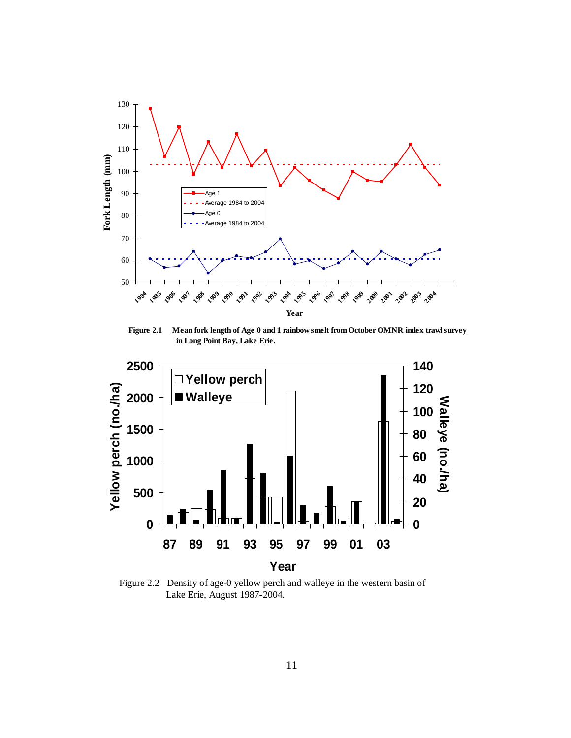Figure 2.1 Mean fork length of Age 0 and 1 rainbow smelt from October OMNR index trawl surveys in Long Point Bay, Lake Erie.

Figure 2.2 Density of age-0 yellow perch and walleye in the western basin of Lake Erie, August 1987-2004.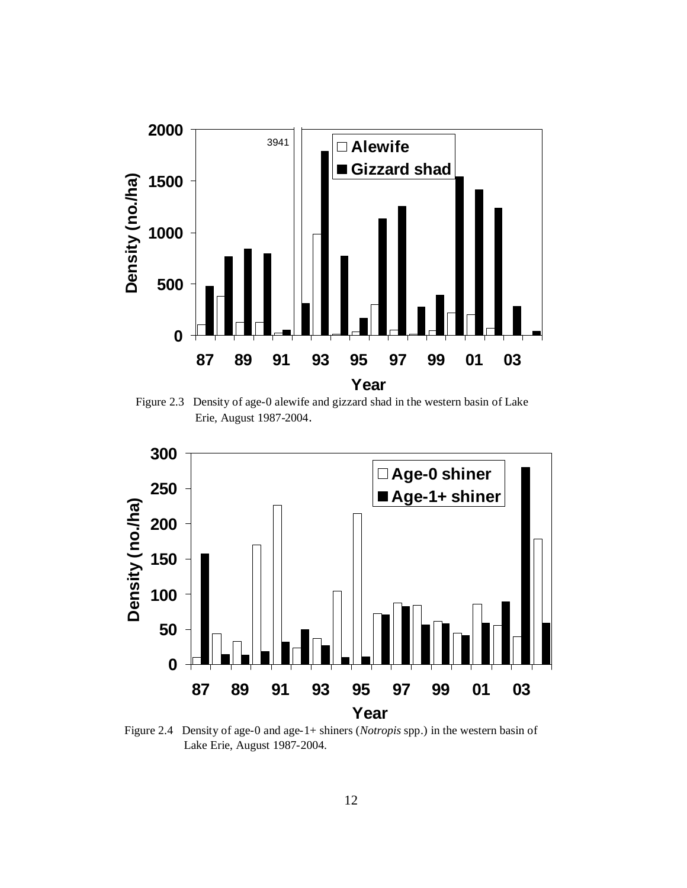Figure 2.3 Density of age-0 alewife and gizzard shad in the western basin of Lake Erie, August 1987-2004.

Figure 2.4 Density of age-0 and age-1+ shiners (*Notropis* spp.) in the western basin of Lake Erie, August 1987-2004.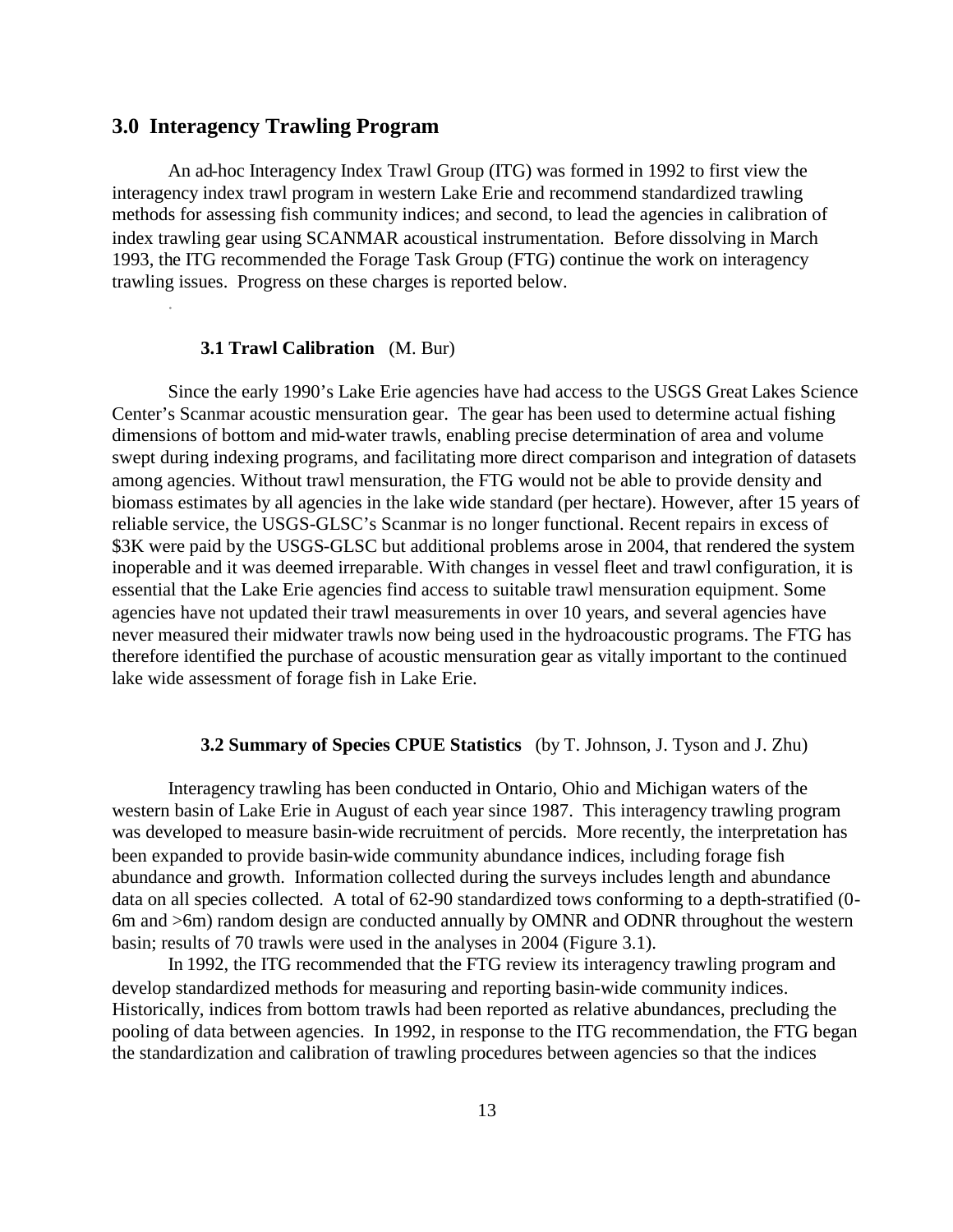## 3.0 Interagency Trawling Program

An ad-hoc Interagency Index Trawl Group (ITG) was formed in 1992 to first view the interagency index trawl program in western Lake Erie and recommend standardized trawling methods for assessing fish community indices; and second, to lead the agencies in calibration of index trawling gear using SCANMAR acoustical instrumentation. Before dissolving in March 1993, the ITG recommended the Forage Task Group (FTG) continue the work on interagency trawling issues. Progress on these charges is reported below.

### 3.1 Trawl Calibration (M. Bur)

Since the early 1990's Lake Erie agencies have had access to the USGS Great Lakes Science Center's Scanmar acoustic mensuration gear. The gear has been used to determine actual fishing dimensions of bottom and mid-water trawls, enabling precise determination of area and volume swept during indexing programs, and facilitating more direct comparison and integration of datasets among agencies. Without trawl mensuration, the FTG would not be able to provide density and biomass estimates by all agencies in the lake wide standard (per hectare). However, after 15 years of reliable service, the USGS-GLSC's Scanmar is no longer functional. Recent repairs in excess of $3K were paid by the USGS-GLSC but additional problems arose in 2004, that rendered the system inoperable and it was deemed irreparable. With changes in vessel fleet and trawl configuration, it is essential that the Lake Erie agencies find access to suitable trawl mensuration equipment. Some agencies have not updated their trawl measurements in over 10 years, and several agencies have never measured their midwater trawls now being used in the hydroacoustic programs. The FTG has therefore identified the purchase of acoustic mensuration gear as vitally important to the continued lake wide assessment of forage fish in Lake Erie.

### 3.2 Summary of Species CPUE Statistics (by T. Johnson, J. Tyson and J. Zhu)

Interagency trawling has been conducted in Ontario, Ohio and Michigan waters of the western basin of Lake Erie in August of each year since 1987. This interagency trawling program was developed to measure basin-wide recruitment of percids. More recently, the interpretation has been expanded to provide basin-wide community abundance indices, including forage fish abundance and growth. Information collected during the surveys includes length and abundance data on all species collected. A total of 62-90 standardized tows conforming to a depth-stratified (0-6m and >6m) random design are conducted annually by OMNR and ODNR throughout the western basin; results of 70 trawls were used in the analyses in 2004 (Figure 3.1).

In 1992, the ITG recommended that the FTG review its interagency trawling program and develop standardized methods for measuring and reporting basin-wide community indices. Historically, indices from bottom trawls had been reported as relative abundances, precluding the pooling of data between agencies. In 1992, in response to the ITG recommendation, the FTG began the standardization and calibration of trawling procedures between agencies so that the indices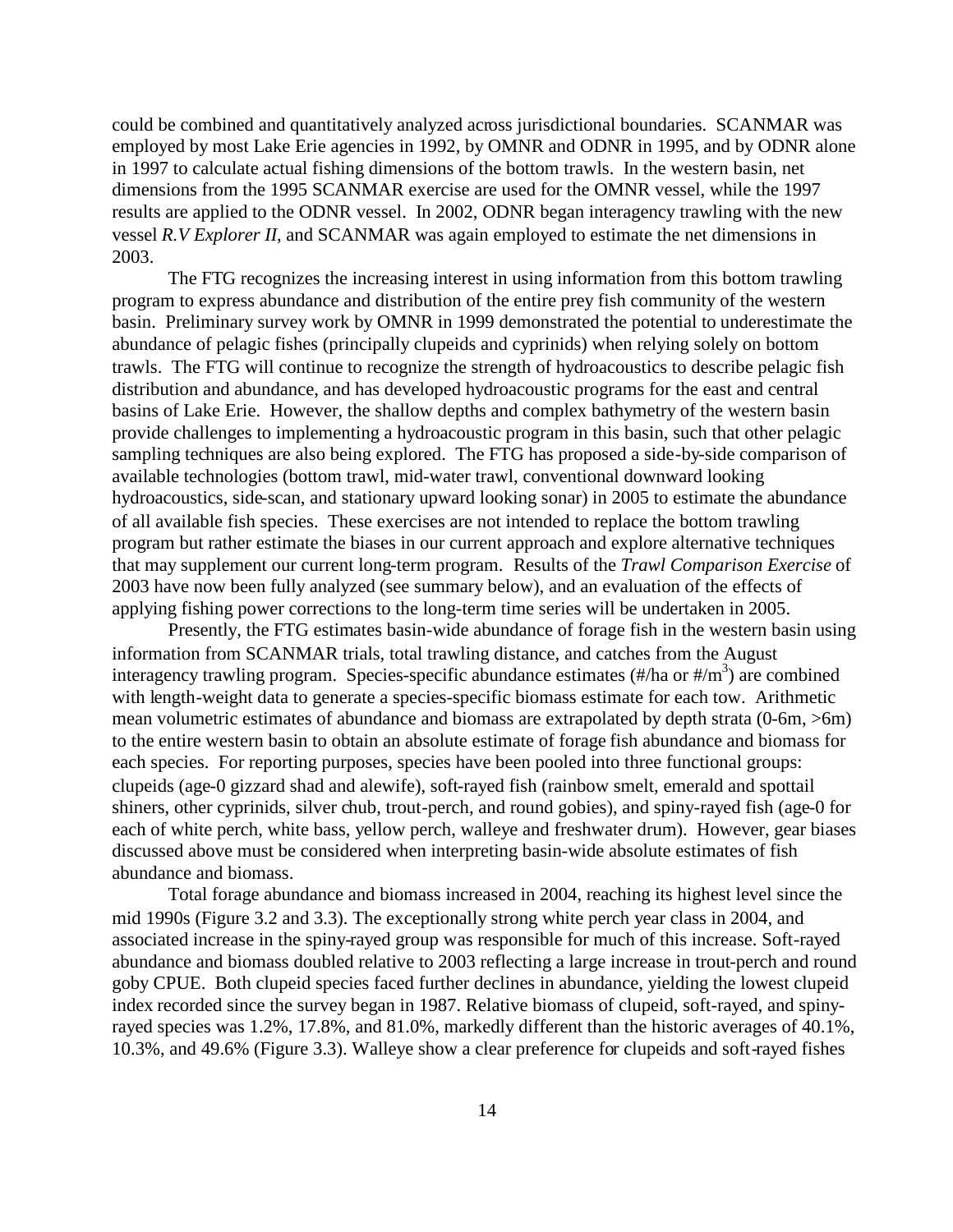could be combined and quantitatively analyzed across jurisdictional boundaries. SCANMAR was employed by most Lake Erie agencies in 1992, by OMNR and ODNR in 1995, and by ODNR alone in 1997 to calculate actual fishing dimensions of the bottom trawls. In the western basin, net dimensions from the 1995 SCANMAR exercise are used for the OMNR vessel, while the 1997 results are applied to the ODNR vessel. In 2002, ODNR began interagency trawling with the new vessel *R.V Explorer II*, and SCANMAR was again employed to estimate the net dimensions in 2003.

The FTG recognizes the increasing interest in using information from this bottom trawling program to express abundance and distribution of the entire prey fish community of the western basin. Preliminary survey work by OMNR in 1999 demonstrated the potential to underestimate the abundance of pelagic fishes (principally clupeids and cyprinids) when relying solely on bottom trawls. The FTG will continue to recognize the strength of hydroacoustics to describe pelagic fish distribution and abundance, and has developed hydroacoustic programs for the east and central basins of Lake Erie. However, the shallow depths and complex bathymetry of the western basin provide challenges to implementing a hydroacoustic program in this basin, such that other pelagic sampling techniques are also being explored. The FTG has proposed a side-by-side comparison of available technologies (bottom trawl, mid-water trawl, conventional downward looking hydroacoustics, side-scan, and stationary upward looking sonar) in 2005 to estimate the abundance of all available fish species. These exercises are not intended to replace the bottom trawling program but rather estimate the biases in our current approach and explore alternative techniques that may supplement our current long-term program. Results of the *Trawl Comparison Exercise* of 2003 have now been fully analyzed (see summary below), and an evaluation of the effects of applying fishing power corrections to the long-term time series will be undertaken in 2005.

Presently, the FTG estimates basin-wide abundance of forage fish in the western basin using information from SCANMAR trials, total trawling distance, and catches from the August interagency trawling program. Species-specific abundance estimates (#/ha or #/$m^3$) are combined with length-weight data to generate a species-specific biomass estimate for each tow. Arithmetic mean volumetric estimates of abundance and biomass are extrapolated by depth strata (0-6m, >6m) to the entire western basin to obtain an absolute estimate of forage fish abundance and biomass for each species. For reporting purposes, species have been pooled into three functional groups: clupeids (age-0 gizzard shad and alewife), soft-rayed fish (rainbow smelt, emerald and spottail shiners, other cyprinids, silver chub, trout-perch, and round gobies), and spiny-rayed fish (age-0 for each of white perch, white bass, yellow perch, walleye and freshwater drum). However, gear biases discussed above must be considered when interpreting basin-wide absolute estimates of fish abundance and biomass.

Total forage abundance and biomass increased in 2004, reaching its highest level since the mid 1990s (Figure 3.2 and 3.3). The exceptionally strong white perch year class in 2004, and associated increase in the spiny-rayed group was responsible for much of this increase. Soft-rayed abundance and biomass doubled relative to 2003 reflecting a large increase in trout-perch and round goby CPUE. Both clupeid species faced further declines in abundance, yielding the lowest clupeid index recorded since the survey began in 1987. Relative biomass of clupeid, soft-rayed, and spiny-rayed species was 1.2%, 17.8%, and 81.0%, markedly different than the historic averages of 40.1%, 10.3%, and 49.6% (Figure 3.3). Walleye show a clear preference for clupeids and soft-rayed fishes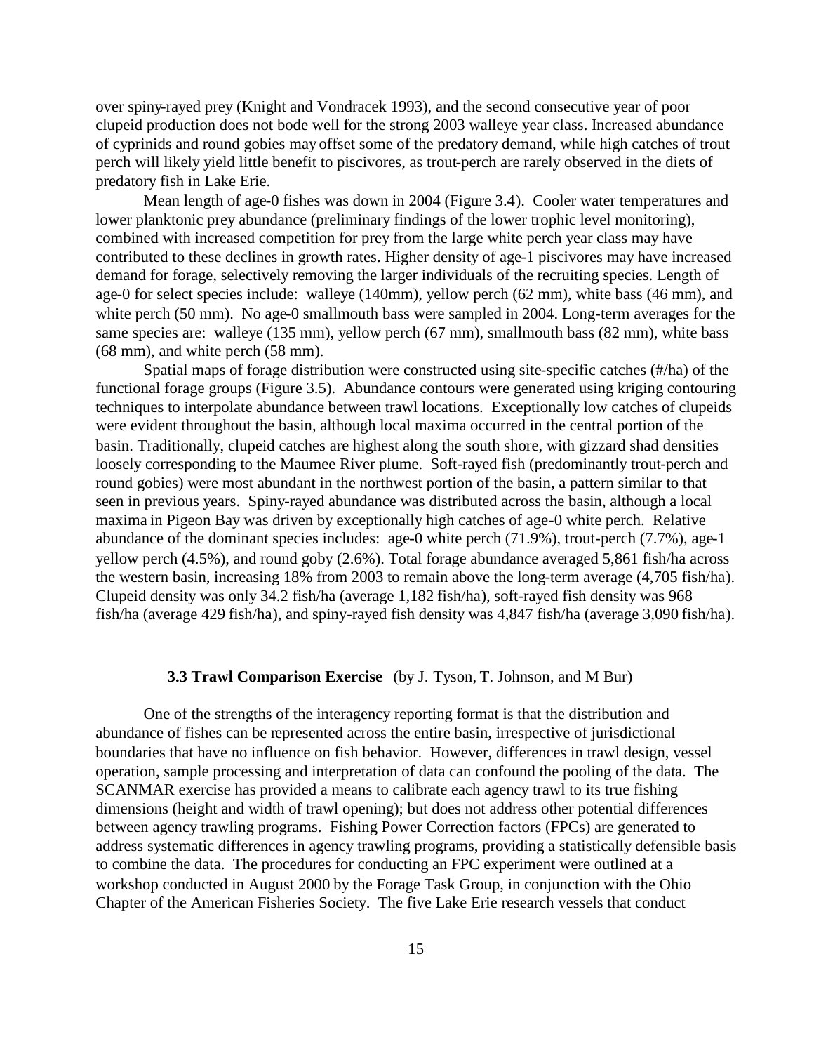over spiny-rayed prey (Knight and Vondracek 1993), and the second consecutive year of poor clupeid production does not bode well for the strong 2003 walleye year class. Increased abundance of cyprinids and round gobies may offset some of the predatory demand, while high catches of trout perch will likely yield little benefit to piscivores, as trout-perch are rarely observed in the diets of predatory fish in Lake Erie.

Mean length of age-0 fishes was down in 2004 (Figure 3.4). Cooler water temperatures and lower planktonic prey abundance (preliminary findings of the lower trophic level monitoring), combined with increased competition for prey from the large white perch year class may have contributed to these declines in growth rates. Higher density of age-1 piscivores may have increased demand for forage, selectively removing the larger individuals of the recruiting species. Length of age-0 for select species include: walleye (140mm), yellow perch (62 mm), white bass (46 mm), and white perch (50 mm). No age-0 smallmouth bass were sampled in 2004. Long-term averages for the same species are: walleye (135 mm), yellow perch (67 mm), smallmouth bass (82 mm), white bass (68 mm), and white perch (58 mm).

Spatial maps of forage distribution were constructed using site-specific catches (#/ha) of the functional forage groups (Figure 3.5). Abundance contours were generated using kriging contouring techniques to interpolate abundance between trawl locations. Exceptionally low catches of clupeids were evident throughout the basin, although local maxima occurred in the central portion of the basin. Traditionally, clupeid catches are highest along the south shore, with gizzard shad densities loosely corresponding to the Maumee River plume. Soft-rayed fish (predominantly trout-perch and round gobies) were most abundant in the northwest portion of the basin, a pattern similar to that seen in previous years. Spiny-rayed abundance was distributed across the basin, although a local maxima in Pigeon Bay was driven by exceptionally high catches of age-0 white perch. Relative abundance of the dominant species includes: age-0 white perch (71.9%), trout-perch (7.7%), age-1 yellow perch (4.5%), and round goby (2.6%). Total forage abundance averaged 5,861 fish/ha across the western basin, increasing 18% from 2003 to remain above the long-term average (4,705 fish/ha). Clupeid density was only 34.2 fish/ha (average 1,182 fish/ha), soft-rayed fish density was 968 fish/ha (average 429 fish/ha), and spiny-rayed fish density was 4,847 fish/ha (average 3,090 fish/ha).

### 3.3 Trawl Comparison Exercise (by J. Tyson, T. Johnson, and M Bur)

One of the strengths of the interagency reporting format is that the distribution and abundance of fishes can be represented across the entire basin, irrespective of jurisdictional boundaries that have no influence on fish behavior. However, differences in trawl design, vessel operation, sample processing and interpretation of data can confound the pooling of the data. The SCANMAR exercise has provided a means to calibrate each agency trawl to its true fishing dimensions (height and width of trawl opening); but does not address other potential differences between agency trawling programs. Fishing Power Correction factors (FPCs) are generated to address systematic differences in agency trawling programs, providing a statistically defensible basis to combine the data. The procedures for conducting an FPC experiment were outlined at a workshop conducted in August 2000 by the Forage Task Group, in conjunction with the Ohio Chapter of the American Fisheries Society. The five Lake Erie research vessels that conduct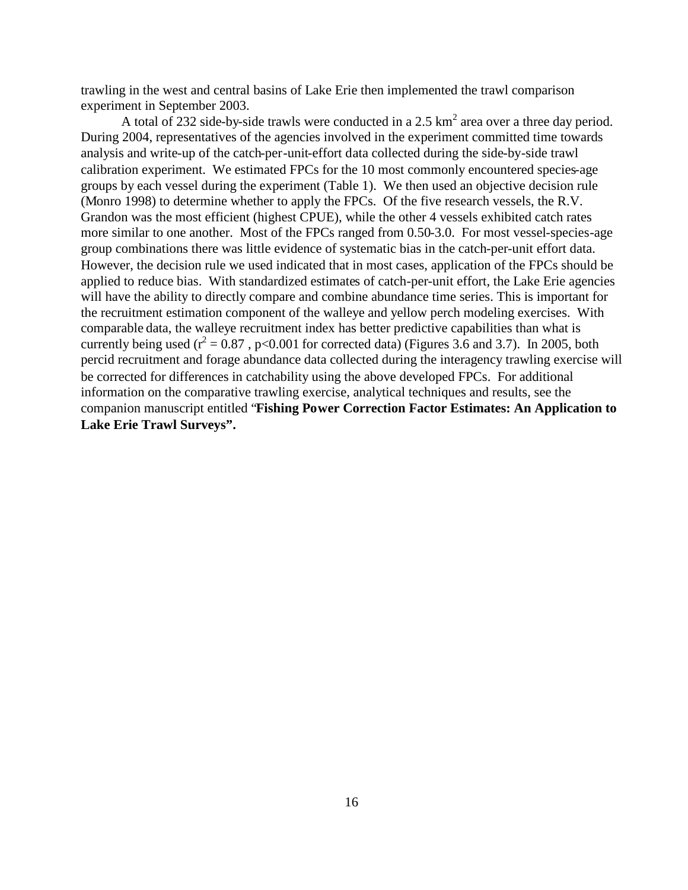trawling in the west and central basins of Lake Erie then implemented the trawl comparison experiment in September 2003.

A total of 232 side-by-side trawls were conducted in a 2.5 $km^2$ area over a three day period. During 2004, representatives of the agencies involved in the experiment committed time towards analysis and write-up of the catch-per-unit-effort data collected during the side-by-side trawl calibration experiment. We estimated FPCs for the 10 most commonly encountered species-age groups by each vessel during the experiment (Table 1). We then used an objective decision rule (Monro 1998) to determine whether to apply the FPCs. Of the five research vessels, the R.V. Grandon was the most efficient (highest CPUE), while the other 4 vessels exhibited catch rates more similar to one another. Most of the FPCs ranged from 0.50-3.0. For most vessel-species-age group combinations there was little evidence of systematic bias in the catch-per-unit effort data. However, the decision rule we used indicated that in most cases, application of the FPCs should be applied to reduce bias. With standardized estimates of catch-per-unit effort, the Lake Erie agencies will have the ability to directly compare and combine abundance time series. This is important for the recruitment estimation component of the walleye and yellow perch modeling exercises. With comparable data, the walleye recruitment index has better predictive capabilities than what is currently being used ($r^2 = 0.87$ , $p<0.001$ for corrected data) (Figures 3.6 and 3.7). In 2005, both percid recruitment and forage abundance data collected during the interagency trawling exercise will be corrected for differences in catchability using the above developed FPCs. For additional information on the comparative trawling exercise, analytical techniques and results, see the companion manuscript entitled "**Fishing Power Correction Factor Estimates: An Application to Lake Erie Trawl Surveys".**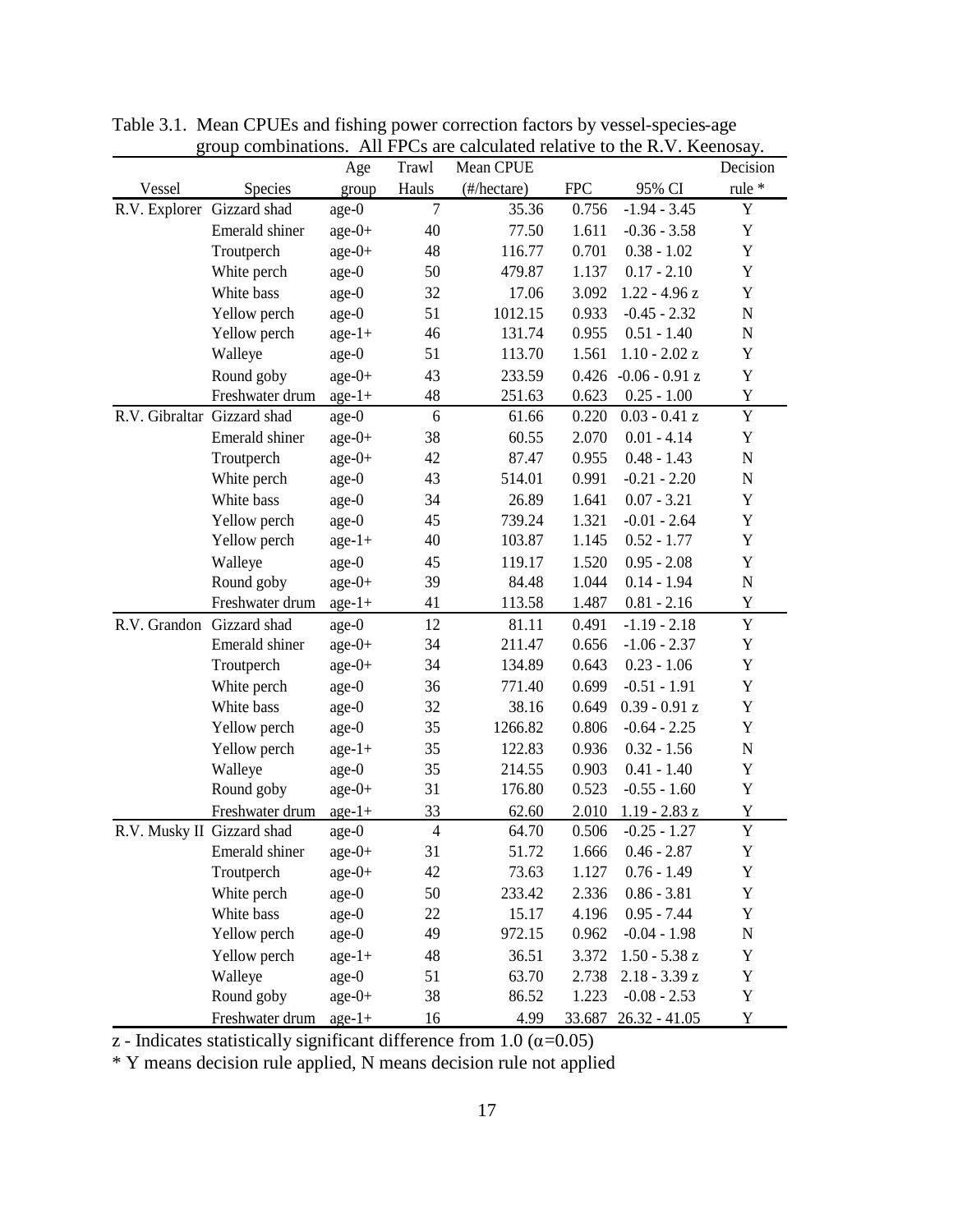Table 3.1. Mean CPUEs and fishing power correction factors by vessel-species-age group combinations. All FPCs are calculated relative to the R.V. Keenosay.

| Vessel | Species | Age group | Trawl Hauls | Mean CPUE (#/hectare) | FPC | 95% CI | Decision rule * |
|---|---|---|---|---|---|---|---|
| R.V. Explorer | Gizzard shad | age-0 | 7 | 35.36 | 0.756 | -1.94 - 3.45 | Y |
| | Emerald shiner | age-0+ | 40 | 77.50 | 1.611 | -0.36 - 3.58 | Y |
| | Troutperch | age-0+ | 48 | 116.77 | 0.701 | 0.38 - 1.02 | Y |
| | White perch | age-0 | 50 | 479.87 | 1.137 | 0.17 - 2.10 | Y |
| | White bass | age-0 | 32 | 17.06 | 3.092 | 1.22 - 4.96 z | Y |
| | Yellow perch | age-0 | 51 | 1012.15 | 0.933 | -0.45 - 2.32 | N |
| | Yellow perch | age-1+ | 46 | 131.74 | 0.955 | 0.51 - 1.40 | N |
| | Walleye | age-0 | 51 | 113.70 | 1.561 | 1.10 - 2.02 z | Y |
| | Round goby | age-0+ | 43 | 233.59 | 0.426 | -0.06 - 0.91 z | Y |
| | Freshwater drum | age-1+ | 48 | 251.63 | 0.623 | 0.25 - 1.00 | Y |
| R.V. Gibraltar | Gizzard shad | age-0 | 6 | 61.66 | 0.220 | 0.03 - 0.41 z | Y |
| | Emerald shiner | age-0+ | 38 | 60.55 | 2.070 | 0.01 - 4.14 | Y |
| | Troutperch | age-0+ | 42 | 87.47 | 0.955 | 0.48 - 1.43 | N |
| | White perch | age-0 | 43 | 514.01 | 0.991 | -0.21 - 2.20 | N |
| | White bass | age-0 | 34 | 26.89 | 1.641 | 0.07 - 3.21 | Y |
| | Yellow perch | age-0 | 45 | 739.24 | 1.321 | -0.01 - 2.64 | Y |
| | Yellow perch | age-1+ | 40 | 103.87 | 1.145 | 0.52 - 1.77 | Y |
| | Walleye | age-0 | 45 | 119.17 | 1.520 | 0.95 - 2.08 | Y |
| | Round goby | age-0+ | 39 | 84.48 | 1.044 | 0.14 - 1.94 | N |
| | Freshwater drum | age-1+ | 41 | 113.58 | 1.487 | 0.81 - 2.16 | Y |
| R.V. Grandon | Gizzard shad | age-0 | 12 | 81.11 | 0.491 | -1.19 - 2.18 | Y |
| | Emerald shiner | age-0+ | 34 | 211.47 | 0.656 | -1.06 - 2.37 | Y |
| | Troutperch | age-0+ | 34 | 134.89 | 0.643 | 0.23 - 1.06 | Y |
| | White perch | age-0 | 36 | 771.40 | 0.699 | -0.51 - 1.91 | Y |
| | White bass | age-0 | 32 | 38.16 | 0.649 | 0.39 - 0.91 z | Y |
| | Yellow perch | age-0 | 35 | 1266.82 | 0.806 | -0.64 - 2.25 | Y |
| | Yellow perch | age-1+ | 35 | 122.83 | 0.936 | 0.32 - 1.56 | N |
| | Walleye | age-0 | 35 | 214.55 | 0.903 | 0.41 - 1.40 | Y |
| | Round goby | age-0+ | 31 | 176.80 | 0.523 | -0.55 - 1.60 | Y |
| | Freshwater drum | age-1+ | 33 | 62.60 | 2.010 | 1.19 - 2.83 z | Y |
| R.V. Musky II | Gizzard shad | age-0 | 4 | 64.70 | 0.506 | -0.25 - 1.27 | Y |
| | Emerald shiner | age-0+ | 31 | 51.72 | 1.666 | 0.46 - 2.87 | Y |
| | Troutperch | age-0+ | 42 | 73.63 | 1.127 | 0.76 - 1.49 | Y |
| | White perch | age-0 | 50 | 233.42 | 2.336 | 0.86 - 3.81 | Y |
| | White bass | age-0 | 22 | 15.17 | 4.196 | 0.95 - 7.44 | Y |
| | Yellow perch | age-0 | 49 | 972.15 | 0.962 | -0.04 - 1.98 | N |
| | Yellow perch | age-1+ | 48 | 36.51 | 3.372 | 1.50 - 5.38 z | Y |
| | Walleye | age-0 | 51 | 63.70 | 2.738 | 2.18 - 3.39 z | Y |
| | Round goby | age-0+ | 38 | 86.52 | 1.223 | -0.08 - 2.53 | Y |
| | Freshwater drum | age-1+ | 16 | 4.99 | 33.687 | 26.32 - 41.05 | Y |

z - Indicates statistically significant difference from 1.0 ($\alpha$=0.05)

* Y means decision rule applied, N means decision rule not applied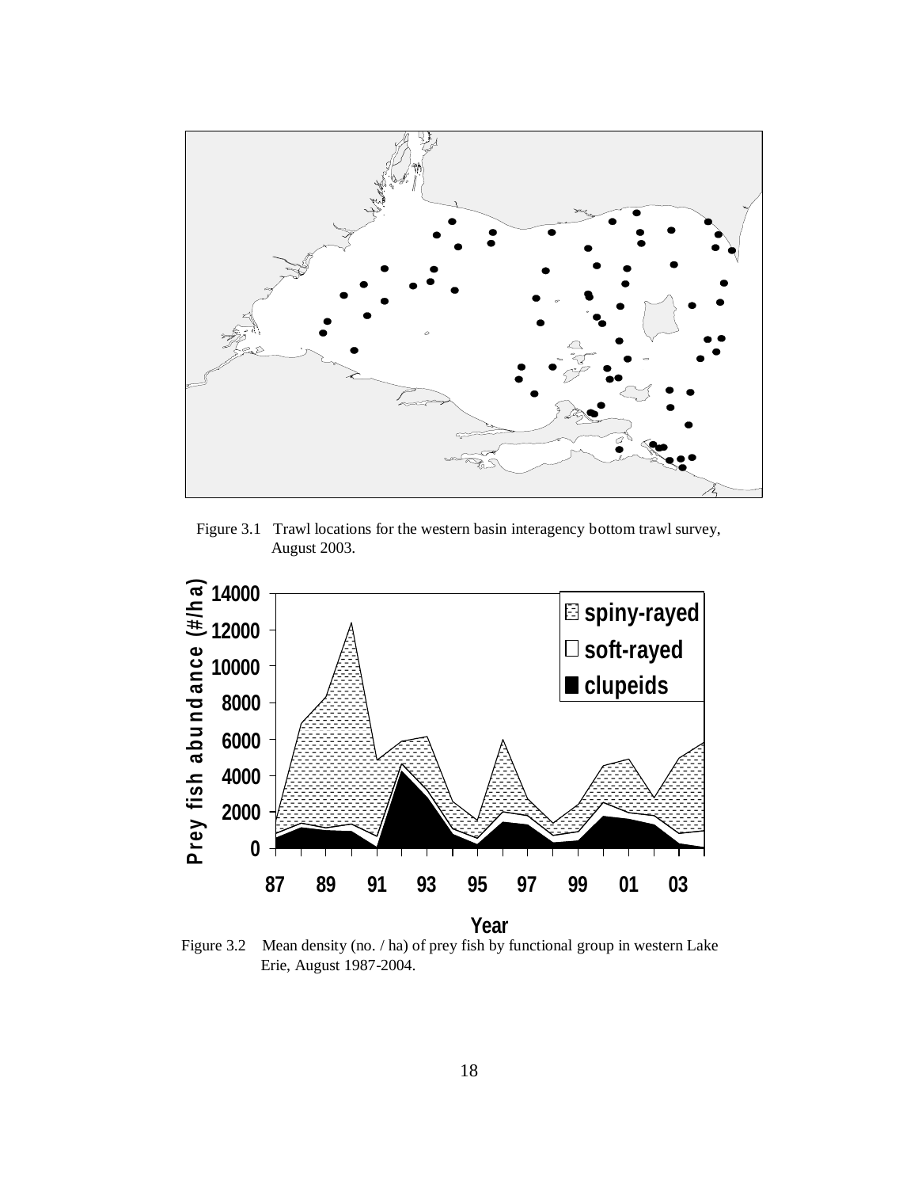Figure 3.1 Trawl locations for the western basin interagency bottom trawl survey, August 2003.

Figure 3.2 Mean density (no. / ha) of prey fish by functional group in western Lake Erie, August 1987-2004.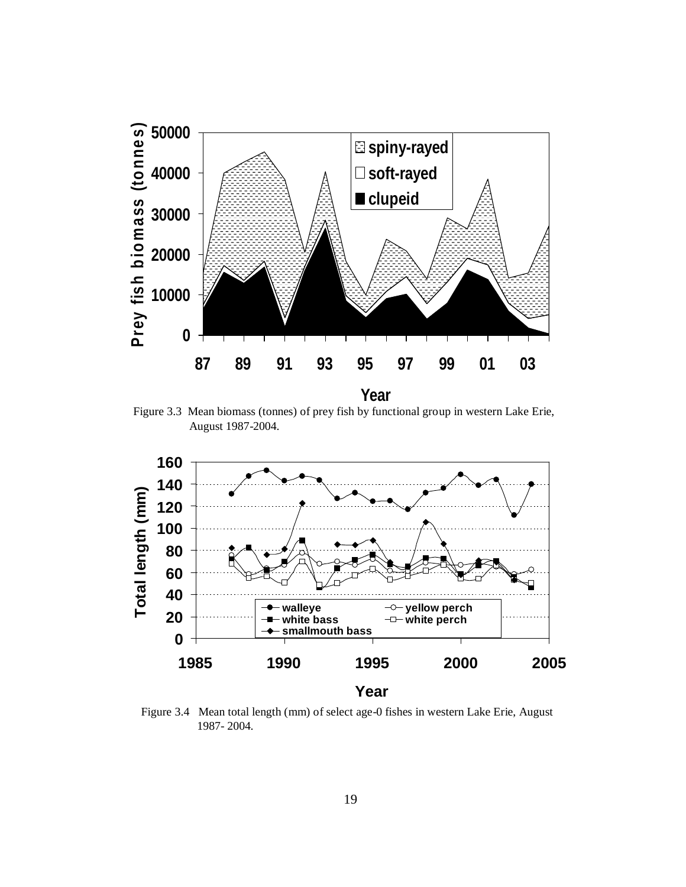Figure 3.3 Mean biomass (tonnes) of prey fish by functional group in western Lake Erie, August 1987-2004.

Figure 3.4 Mean total length (mm) of select age-0 fishes in western Lake Erie, August 1987- 2004.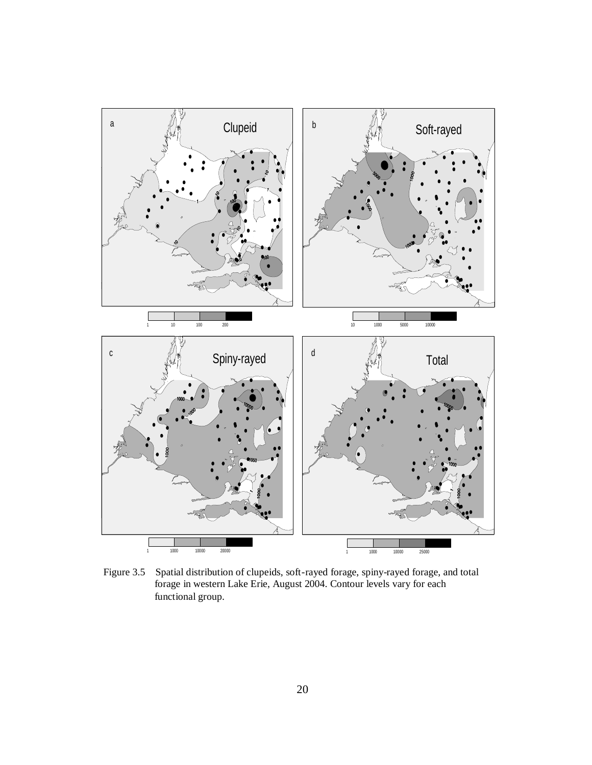Figure 3.5 Spatial distribution of clupeids, soft-rayed forage, spiny-rayed forage, and total forage in western Lake Erie, August 2004. Contour levels vary for each functional group.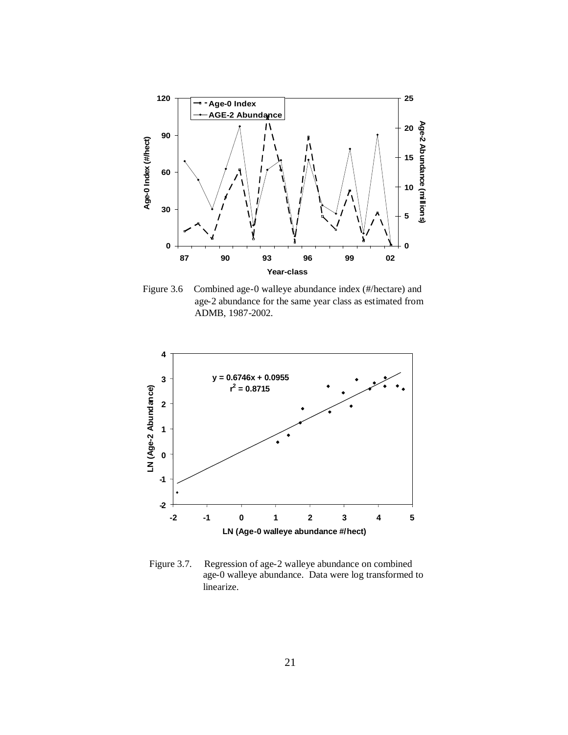Figure 3.6 Combined age-0 walleye abundance index (#/hectare) and age-2 abundance for the same year class as estimated from ADMB, 1987-2002.

Figure 3.7. Regression of age-2 walleye abundance on combined age-0 walleye abundance. Data were log transformed to linearize.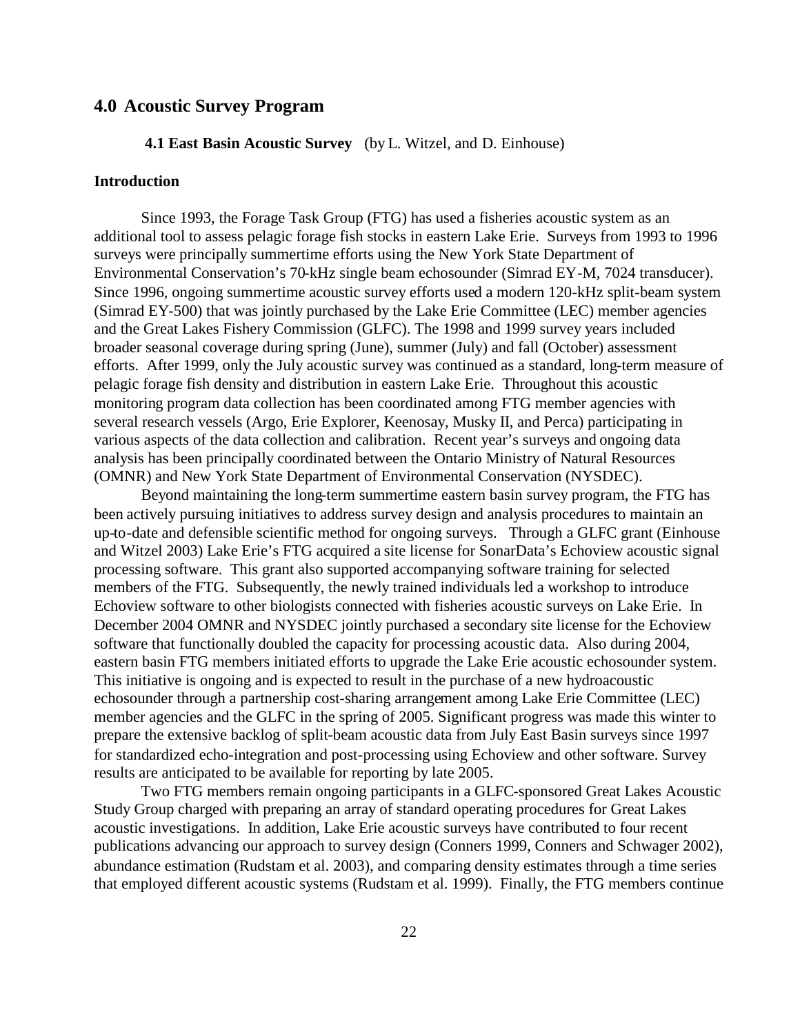## 4.0 Acoustic Survey Program

### 4.1 East Basin Acoustic Survey (by L. Witzel, and D. Einhouse)

#### Introduction

Since 1993, the Forage Task Group (FTG) has used a fisheries acoustic system as an additional tool to assess pelagic forage fish stocks in eastern Lake Erie. Surveys from 1993 to 1996 surveys were principally summertime efforts using the New York State Department of Environmental Conservation's 70-kHz single beam echosounder (Simrad EY-M, 7024 transducer). Since 1996, ongoing summertime acoustic survey efforts used a modern 120-kHz split-beam system (Simrad EY-500) that was jointly purchased by the Lake Erie Committee (LEC) member agencies and the Great Lakes Fishery Commission (GLFC). The 1998 and 1999 survey years included broader seasonal coverage during spring (June), summer (July) and fall (October) assessment efforts. After 1999, only the July acoustic survey was continued as a standard, long-term measure of pelagic forage fish density and distribution in eastern Lake Erie. Throughout this acoustic monitoring program data collection has been coordinated among FTG member agencies with several research vessels (Argo, Erie Explorer, Keenosay, Musky II, and Perca) participating in various aspects of the data collection and calibration. Recent year's surveys and ongoing data analysis has been principally coordinated between the Ontario Ministry of Natural Resources (OMNR) and New York State Department of Environmental Conservation (NYSDEC).

Beyond maintaining the long-term summertime eastern basin survey program, the FTG has been actively pursuing initiatives to address survey design and analysis procedures to maintain an up-to-date and defensible scientific method for ongoing surveys. Through a GLFC grant (Einhouse and Witzel 2003) Lake Erie's FTG acquired a site license for SonarData's Echoview acoustic signal processing software. This grant also supported accompanying software training for selected members of the FTG. Subsequently, the newly trained individuals led a workshop to introduce Echoview software to other biologists connected with fisheries acoustic surveys on Lake Erie. In December 2004 OMNR and NYSDEC jointly purchased a secondary site license for the Echoview software that functionally doubled the capacity for processing acoustic data. Also during 2004, eastern basin FTG members initiated efforts to upgrade the Lake Erie acoustic echosounder system. This initiative is ongoing and is expected to result in the purchase of a new hydroacoustic echosounder through a partnership cost-sharing arrangement among Lake Erie Committee (LEC) member agencies and the GLFC in the spring of 2005. Significant progress was made this winter to prepare the extensive backlog of split-beam acoustic data from July East Basin surveys since 1997 for standardized echo-integration and post-processing using Echoview and other software. Survey results are anticipated to be available for reporting by late 2005.

Two FTG members remain ongoing participants in a GLFC-sponsored Great Lakes Acoustic Study Group charged with preparing an array of standard operating procedures for Great Lakes acoustic investigations. In addition, Lake Erie acoustic surveys have contributed to four recent publications advancing our approach to survey design (Conners 1999, Conners and Schwager 2002), abundance estimation (Rudstam et al. 2003), and comparing density estimates through a time series that employed different acoustic systems (Rudstam et al. 1999). Finally, the FTG members continue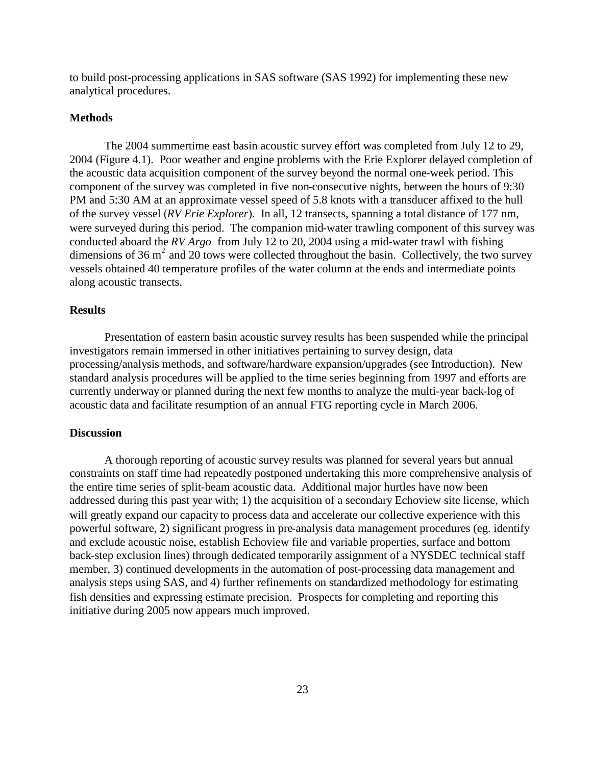to build post-processing applications in SAS software (SAS 1992) for implementing these new analytical procedures.

### Methods

The 2004 summertime east basin acoustic survey effort was completed from July 12 to 29, 2004 (Figure 4.1). Poor weather and engine problems with the Erie Explorer delayed completion of the acoustic data acquisition component of the survey beyond the normal one-week period. This component of the survey was completed in five non-consecutive nights, between the hours of 9:30 PM and 5:30 AM at an approximate vessel speed of 5.8 knots with a transducer affixed to the hull of the survey vessel (*RV Erie Explorer*). In all, 12 transects, spanning a total distance of 177 nm, were surveyed during this period. The companion mid-water trawling component of this survey was conducted aboard the *RV Argo* from July 12 to 20, 2004 using a mid-water trawl with fishing dimensions of 36 $m^2$ and 20 tows were collected throughout the basin. Collectively, the two survey vessels obtained 40 temperature profiles of the water column at the ends and intermediate points along acoustic transects.

### Results

Presentation of eastern basin acoustic survey results has been suspended while the principal investigators remain immersed in other initiatives pertaining to survey design, data processing/analysis methods, and software/hardware expansion/upgrades (see Introduction). New standard analysis procedures will be applied to the time series beginning from 1997 and efforts are currently underway or planned during the next few months to analyze the multi-year back-log of acoustic data and facilitate resumption of an annual FTG reporting cycle in March 2006.

### Discussion

A thorough reporting of acoustic survey results was planned for several years but annual constraints on staff time had repeatedly postponed undertaking this more comprehensive analysis of the entire time series of split-beam acoustic data. Additional major hurtles have now been addressed during this past year with; 1) the acquisition of a secondary Echoview site license, which will greatly expand our capacity to process data and accelerate our collective experience with this powerful software, 2) significant progress in pre-analysis data management procedures (eg. identify and exclude acoustic noise, establish Echoview file and variable properties, surface and bottom back-step exclusion lines) through dedicated temporarily assignment of a NYSDEC technical staff member, 3) continued developments in the automation of post-processing data management and analysis steps using SAS, and 4) further refinements on standardized methodology for estimating fish densities and expressing estimate precision. Prospects for completing and reporting this initiative during 2005 now appears much improved.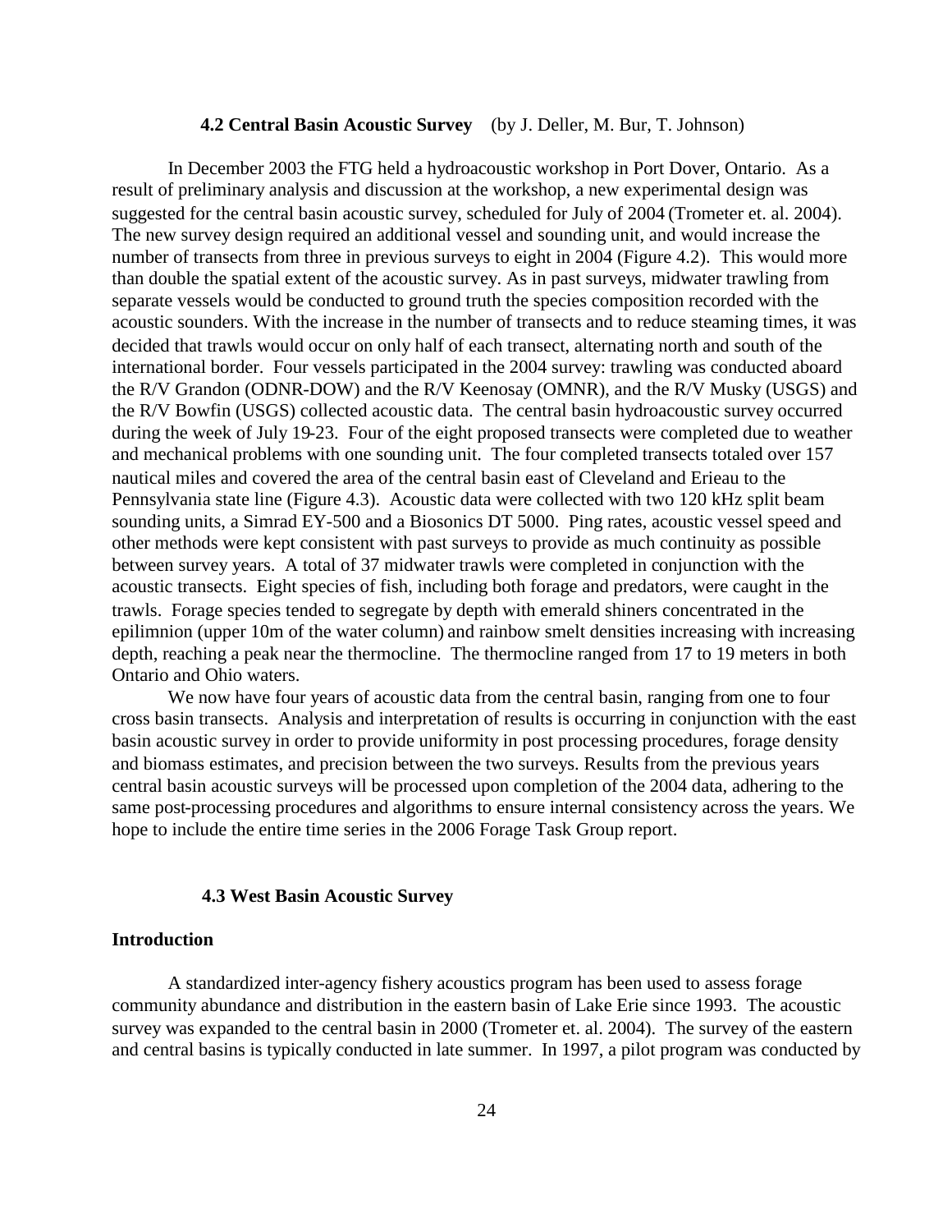### 4.2 Central Basin Acoustic Survey (by J. Deller, M. Bur, T. Johnson)

In December 2003 the FTG held a hydroacoustic workshop in Port Dover, Ontario. As a result of preliminary analysis and discussion at the workshop, a new experimental design was suggested for the central basin acoustic survey, scheduled for July of 2004 (Trometer et. al. 2004). The new survey design required an additional vessel and sounding unit, and would increase the number of transects from three in previous surveys to eight in 2004 (Figure 4.2). This would more than double the spatial extent of the acoustic survey. As in past surveys, midwater trawling from separate vessels would be conducted to ground truth the species composition recorded with the acoustic sounders. With the increase in the number of transects and to reduce steaming times, it was decided that trawls would occur on only half of each transect, alternating north and south of the international border. Four vessels participated in the 2004 survey: trawling was conducted aboard the R/V Grandon (ODNR-DOW) and the R/V Keenosay (OMNR), and the R/V Musky (USGS) and the R/V Bowfin (USGS) collected acoustic data. The central basin hydroacoustic survey occurred during the week of July 19-23. Four of the eight proposed transects were completed due to weather and mechanical problems with one sounding unit. The four completed transects totaled over 157 nautical miles and covered the area of the central basin east of Cleveland and Erieau to the Pennsylvania state line (Figure 4.3). Acoustic data were collected with two 120 kHz split beam sounding units, a Simrad EY-500 and a Biosonics DT 5000. Ping rates, acoustic vessel speed and other methods were kept consistent with past surveys to provide as much continuity as possible between survey years. A total of 37 midwater trawls were completed in conjunction with the acoustic transects. Eight species of fish, including both forage and predators, were caught in the trawls. Forage species tended to segregate by depth with emerald shiners concentrated in the epilimnion (upper 10m of the water column) and rainbow smelt densities increasing with increasing depth, reaching a peak near the thermocline. The thermocline ranged from 17 to 19 meters in both Ontario and Ohio waters.

We now have four years of acoustic data from the central basin, ranging from one to four cross basin transects. Analysis and interpretation of results is occurring in conjunction with the east basin acoustic survey in order to provide uniformity in post processing procedures, forage density and biomass estimates, and precision between the two surveys. Results from the previous years central basin acoustic surveys will be processed upon completion of the 2004 data, adhering to the same post-processing procedures and algorithms to ensure internal consistency across the years. We hope to include the entire time series in the 2006 Forage Task Group report.

### 4.3 West Basin Acoustic Survey

#### Introduction

A standardized inter-agency fishery acoustics program has been used to assess forage community abundance and distribution in the eastern basin of Lake Erie since 1993. The acoustic survey was expanded to the central basin in 2000 (Trometer et. al. 2004). The survey of the eastern and central basins is typically conducted in late summer. In 1997, a pilot program was conducted by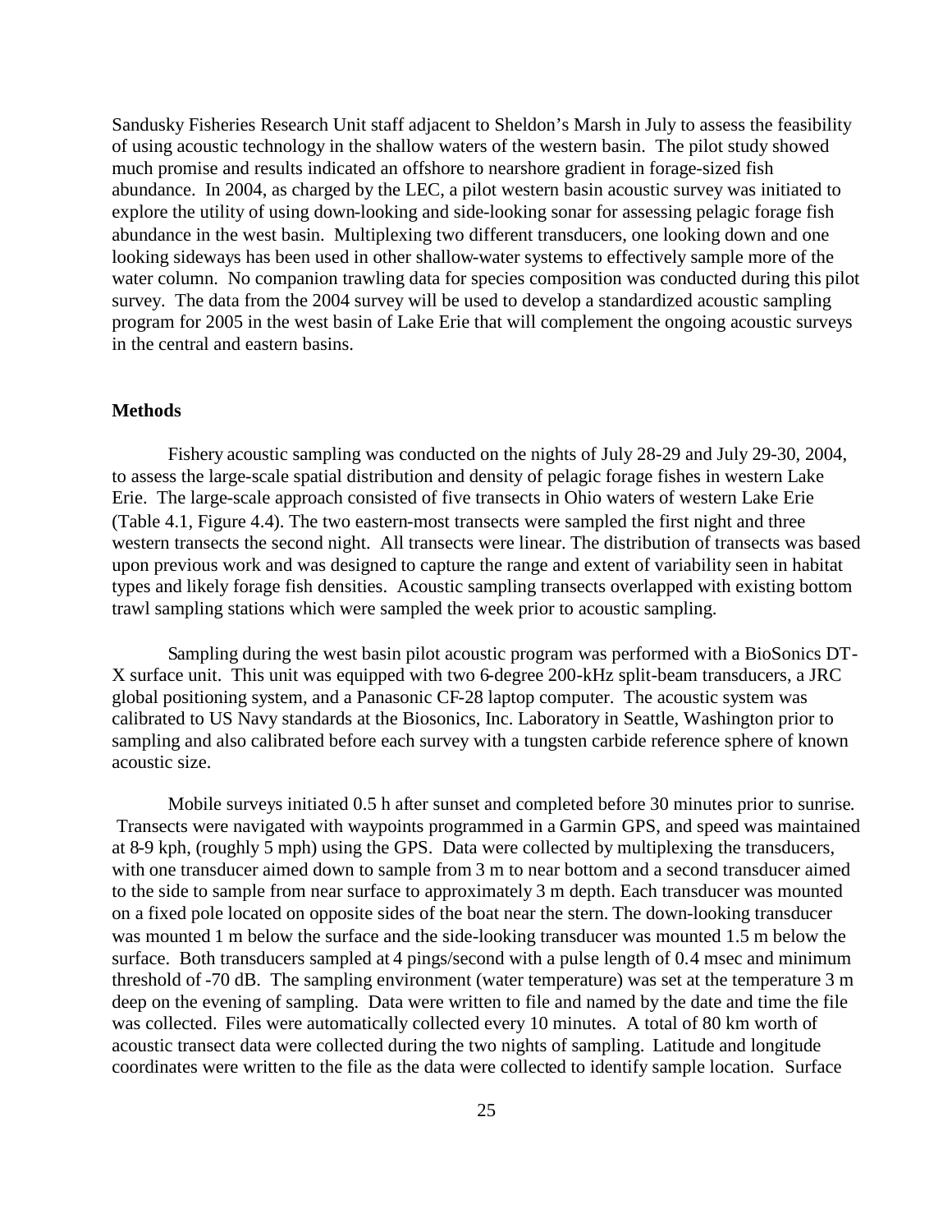Sandusky Fisheries Research Unit staff adjacent to Sheldon's Marsh in July to assess the feasibility of using acoustic technology in the shallow waters of the western basin. The pilot study showed much promise and results indicated an offshore to nearshore gradient in forage-sized fish abundance. In 2004, as charged by the LEC, a pilot western basin acoustic survey was initiated to explore the utility of using down-looking and side-looking sonar for assessing pelagic forage fish abundance in the west basin. Multiplexing two different transducers, one looking down and one looking sideways has been used in other shallow-water systems to effectively sample more of the water column. No companion trawling data for species composition was conducted during this pilot survey. The data from the 2004 survey will be used to develop a standardized acoustic sampling program for 2005 in the west basin of Lake Erie that will complement the ongoing acoustic surveys in the central and eastern basins.

**Methods**

Fishery acoustic sampling was conducted on the nights of July 28-29 and July 29-30, 2004, to assess the large-scale spatial distribution and density of pelagic forage fishes in western Lake Erie. The large-scale approach consisted of five transects in Ohio waters of western Lake Erie (Table 4.1, Figure 4.4). The two eastern-most transects were sampled the first night and three western transects the second night. All transects were linear. The distribution of transects was based upon previous work and was designed to capture the range and extent of variability seen in habitat types and likely forage fish densities. Acoustic sampling transects overlapped with existing bottom trawl sampling stations which were sampled the week prior to acoustic sampling.

Sampling during the west basin pilot acoustic program was performed with a BioSonics DT-X surface unit. This unit was equipped with two 6-degree 200-kHz split-beam transducers, a JRC global positioning system, and a Panasonic CF-28 laptop computer. The acoustic system was calibrated to US Navy standards at the Biosonics, Inc. Laboratory in Seattle, Washington prior to sampling and also calibrated before each survey with a tungsten carbide reference sphere of known acoustic size.

Mobile surveys initiated 0.5 h after sunset and completed before 30 minutes prior to sunrise. Transects were navigated with waypoints programmed in a Garmin GPS, and speed was maintained at 8-9 kph, (roughly 5 mph) using the GPS. Data were collected by multiplexing the transducers, with one transducer aimed down to sample from 3 m to near bottom and a second transducer aimed to the side to sample from near surface to approximately 3 m depth. Each transducer was mounted on a fixed pole located on opposite sides of the boat near the stern. The down-looking transducer was mounted 1 m below the surface and the side-looking transducer was mounted 1.5 m below the surface. Both transducers sampled at 4 pings/second with a pulse length of 0.4 msec and minimum threshold of -70 dB. The sampling environment (water temperature) was set at the temperature 3 m deep on the evening of sampling. Data were written to file and named by the date and time the file was collected. Files were automatically collected every 10 minutes. A total of 80 km worth of acoustic transect data were collected during the two nights of sampling. Latitude and longitude coordinates were written to the file as the data were collected to identify sample location. Surface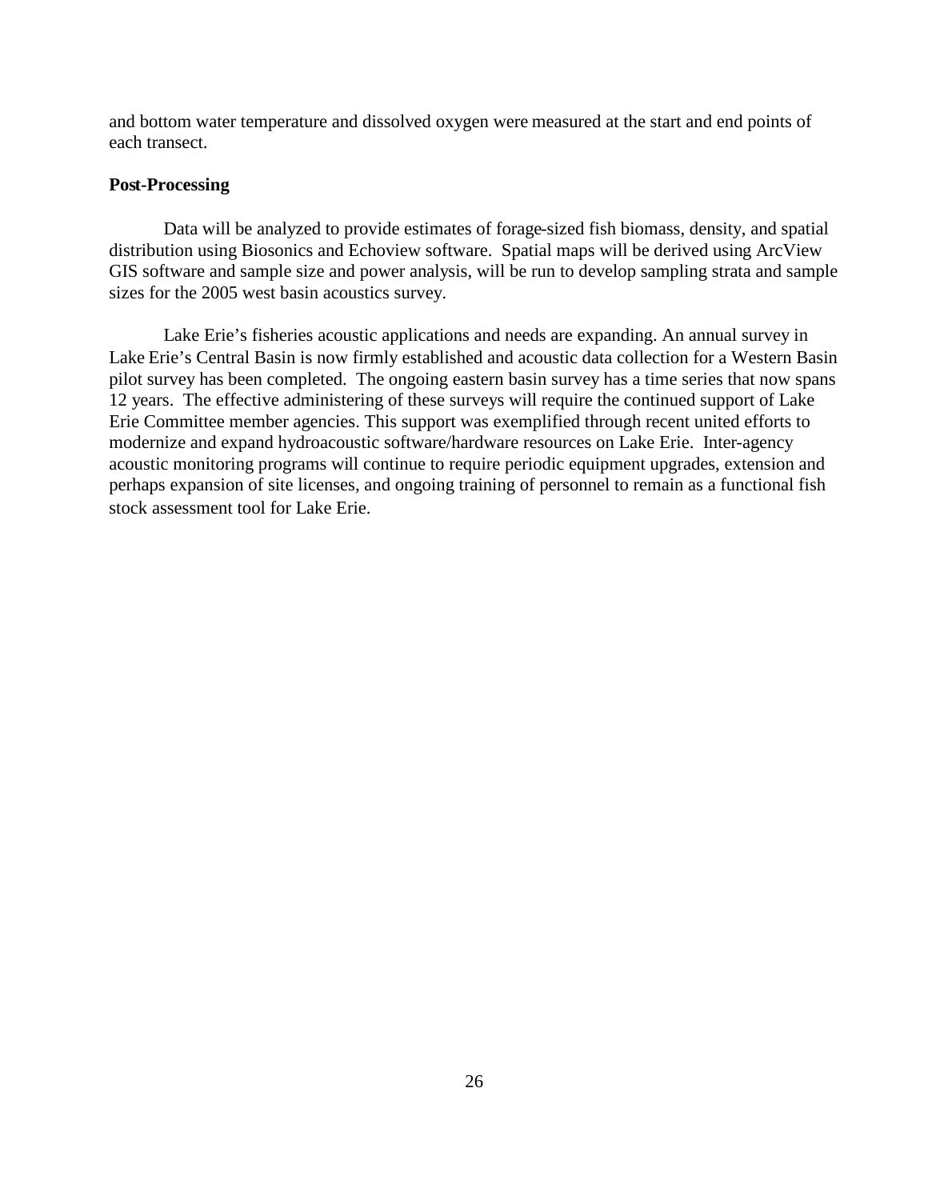and bottom water temperature and dissolved oxygen were measured at the start and end points of each transect.

**Post-Processing**

Data will be analyzed to provide estimates of forage-sized fish biomass, density, and spatial distribution using Biosonics and Echoview software. Spatial maps will be derived using ArcView GIS software and sample size and power analysis, will be run to develop sampling strata and sample sizes for the 2005 west basin acoustics survey.

Lake Erie's fisheries acoustic applications and needs are expanding. An annual survey in Lake Erie's Central Basin is now firmly established and acoustic data collection for a Western Basin pilot survey has been completed. The ongoing eastern basin survey has a time series that now spans 12 years. The effective administering of these surveys will require the continued support of Lake Erie Committee member agencies. This support was exemplified through recent united efforts to modernize and expand hydroacoustic software/hardware resources on Lake Erie. Inter-agency acoustic monitoring programs will continue to require periodic equipment upgrades, extension and perhaps expansion of site licenses, and ongoing training of personnel to remain as a functional fish stock assessment tool for Lake Erie.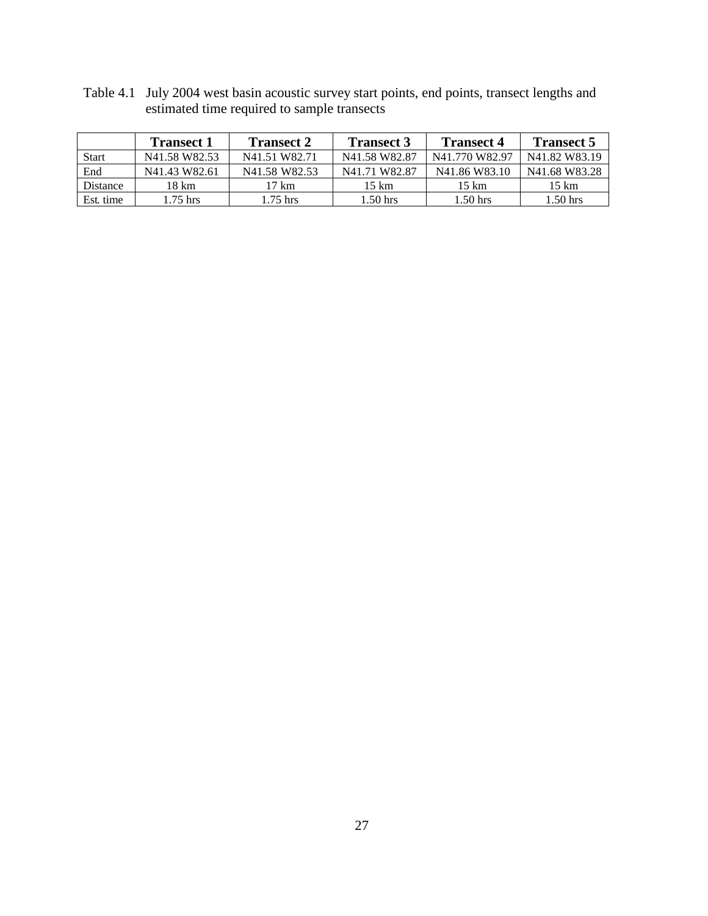Table 4.1 July 2004 west basin acoustic survey start points, end points, transect lengths and estimated time required to sample transects

| | Transect 1 | Transect 2 | Transect 3 | Transect 4 | Transect 5 |
|---|---|---|---|---|---|
| Start | N41.58 W82.53 | N41.51 W82.71 | N41.58 W82.87 | N41.770 W82.97 | N41.82 W83.19 |
| End | N41.43 W82.61 | N41.58 W82.53 | N41.71 W82.87 | N41.86 W83.10 | N41.68 W83.28 |
| Distance | 18 km | 17 km | 15 km | 15 km | 15 km |
| Est. time | 1.75 hrs | 1.75 hrs | 1.50 hrs | 1.50 hrs | 1.50 hrs |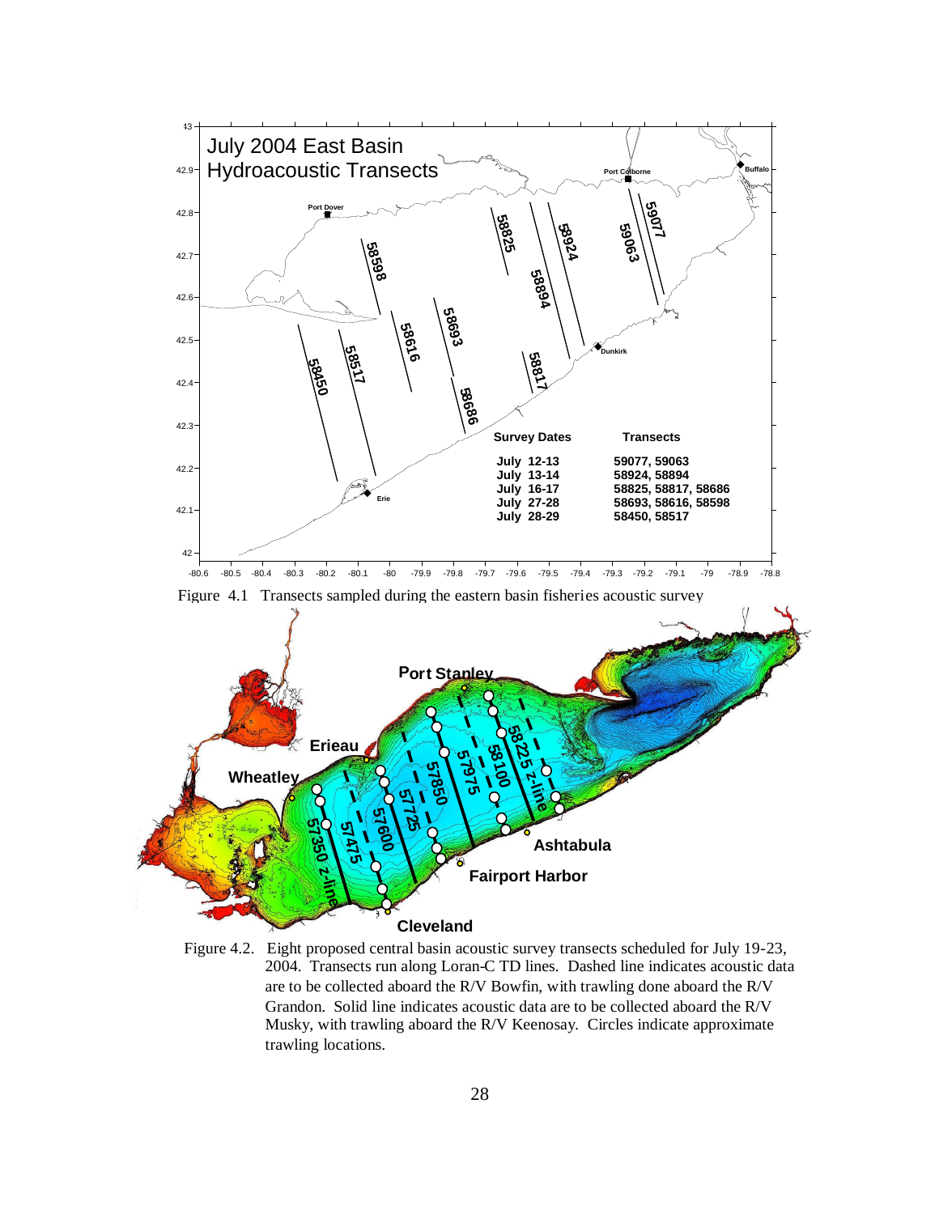Figure 4.1 Transects sampled during the eastern basin fisheries acoustic survey

Figure 4.2. Eight proposed central basin acoustic survey transects scheduled for July 19-23, 2004. Transects run along Loran-C TD lines. Dashed line indicates acoustic data are to be collected aboard the R/V Bowfin, with trawling done aboard the R/V Grandon. Solid line indicates acoustic data are to be collected aboard the R/V Musky, with trawling aboard the R/V Keenosay. Circles indicate approximate trawling locations.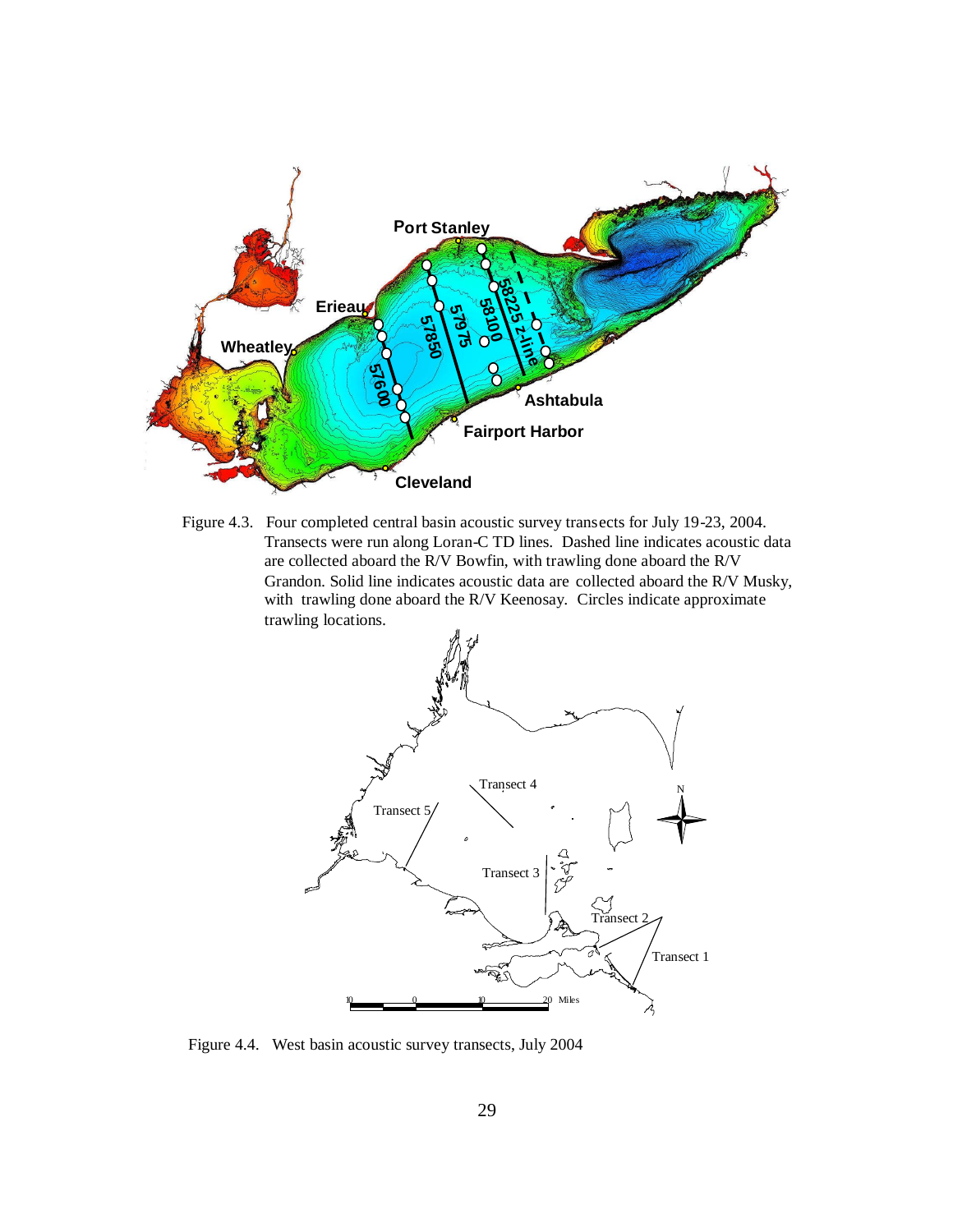Figure 4.3. Four completed central basin acoustic survey transects for July 19-23, 2004. Transects were run along Loran-C TD lines. Dashed line indicates acoustic data are collected aboard the R/V Bowfin, with trawling done aboard the R/V Grandon. Solid line indicates acoustic data are collected aboard the R/V Musky, with trawling done aboard the R/V Keenosay. Circles indicate approximate trawling locations.

Figure 4.4. West basin acoustic survey transects, July 2004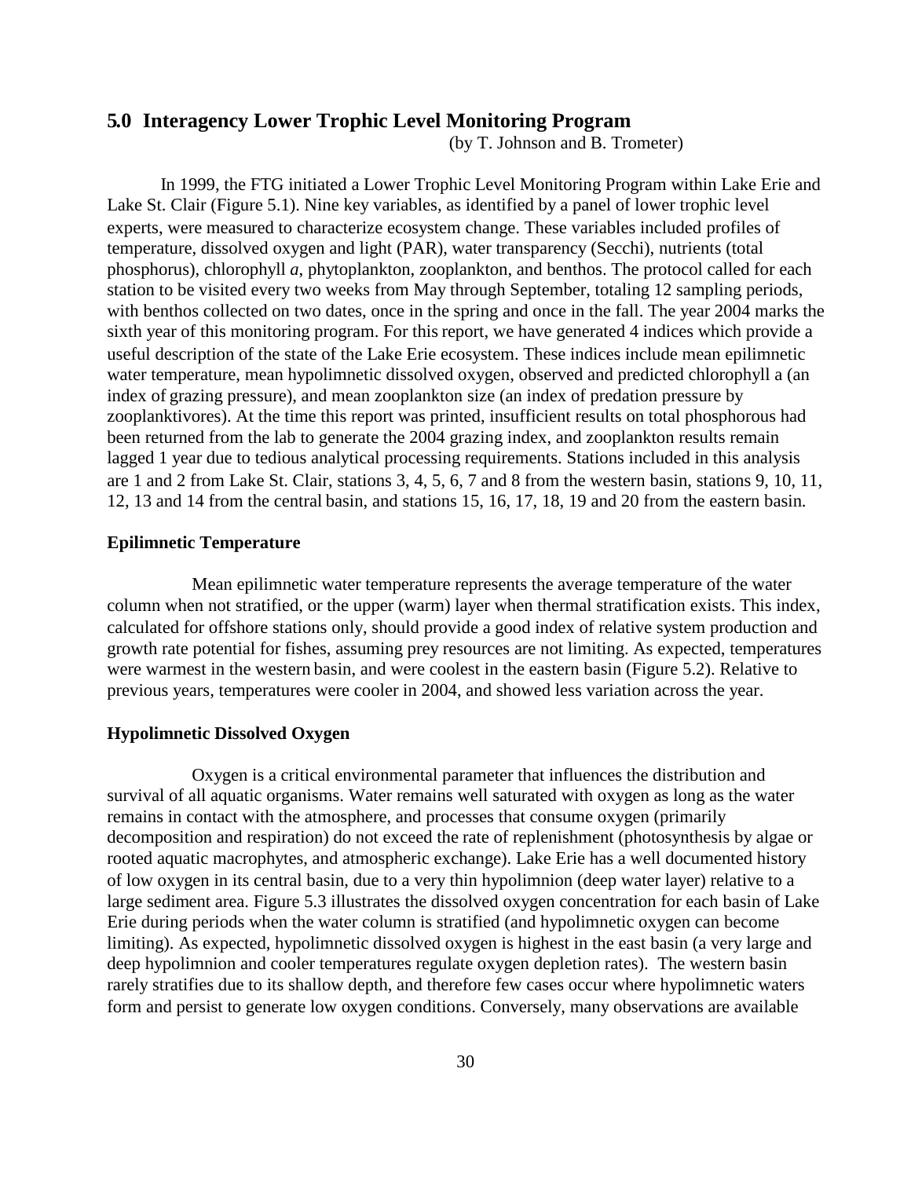## 5.0 Interagency Lower Trophic Level Monitoring Program

(by T. Johnson and B. Trometer)

In 1999, the FTG initiated a Lower Trophic Level Monitoring Program within Lake Erie and Lake St. Clair (Figure 5.1). Nine key variables, as identified by a panel of lower trophic level experts, were measured to characterize ecosystem change. These variables included profiles of temperature, dissolved oxygen and light (PAR), water transparency (Secchi), nutrients (total phosphorus), chlorophyll *a*, phytoplankton, zooplankton, and benthos. The protocol called for each station to be visited every two weeks from May through September, totaling 12 sampling periods, with benthos collected on two dates, once in the spring and once in the fall. The year 2004 marks the sixth year of this monitoring program. For this report, we have generated 4 indices which provide a useful description of the state of the Lake Erie ecosystem. These indices include mean epilimnetic water temperature, mean hypolimnetic dissolved oxygen, observed and predicted chlorophyll a (an index of grazing pressure), and mean zooplankton size (an index of predation pressure by zooplanktivores). At the time this report was printed, insufficient results on total phosphorous had been returned from the lab to generate the 2004 grazing index, and zooplankton results remain lagged 1 year due to tedious analytical processing requirements. Stations included in this analysis are 1 and 2 from Lake St. Clair, stations 3, 4, 5, 6, 7 and 8 from the western basin, stations 9, 10, 11, 12, 13 and 14 from the central basin, and stations 15, 16, 17, 18, 19 and 20 from the eastern basin.

### Epilimnetic Temperature

Mean epilimnetic water temperature represents the average temperature of the water column when not stratified, or the upper (warm) layer when thermal stratification exists. This index, calculated for offshore stations only, should provide a good index of relative system production and growth rate potential for fishes, assuming prey resources are not limiting. As expected, temperatures were warmest in the western basin, and were coolest in the eastern basin (Figure 5.2). Relative to previous years, temperatures were cooler in 2004, and showed less variation across the year.

### Hypolimnetic Dissolved Oxygen

Oxygen is a critical environmental parameter that influences the distribution and survival of all aquatic organisms. Water remains well saturated with oxygen as long as the water remains in contact with the atmosphere, and processes that consume oxygen (primarily decomposition and respiration) do not exceed the rate of replenishment (photosynthesis by algae or rooted aquatic macrophytes, and atmospheric exchange). Lake Erie has a well documented history of low oxygen in its central basin, due to a very thin hypolimnion (deep water layer) relative to a large sediment area. Figure 5.3 illustrates the dissolved oxygen concentration for each basin of Lake Erie during periods when the water column is stratified (and hypolimnetic oxygen can become limiting). As expected, hypolimnetic dissolved oxygen is highest in the east basin (a very large and deep hypolimnion and cooler temperatures regulate oxygen depletion rates). The western basin rarely stratifies due to its shallow depth, and therefore few cases occur where hypolimnetic waters form and persist to generate low oxygen conditions. Conversely, many observations are available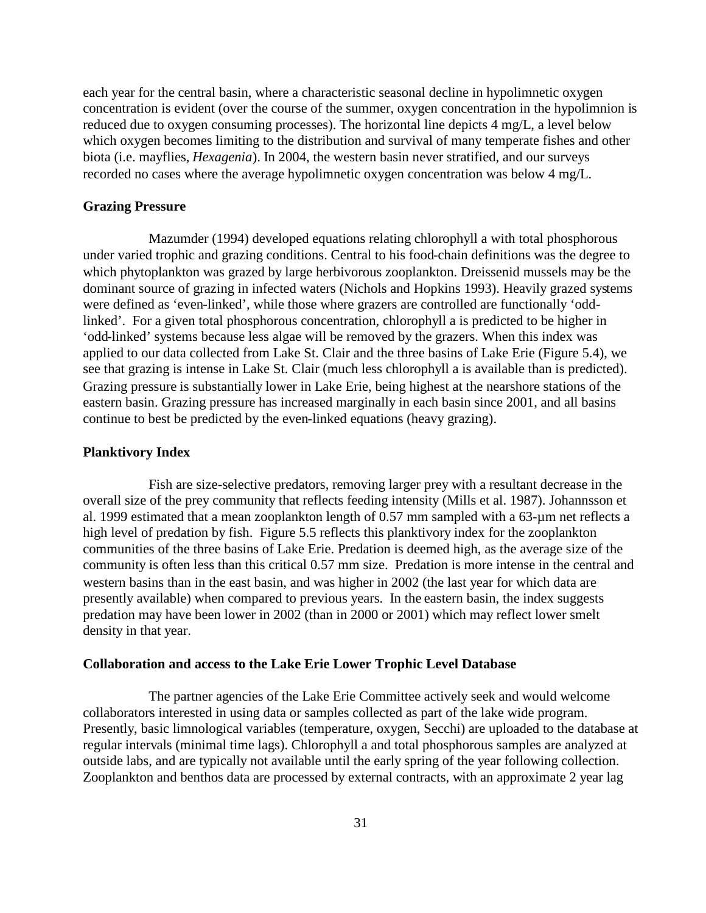each year for the central basin, where a characteristic seasonal decline in hypolimnetic oxygen concentration is evident (over the course of the summer, oxygen concentration in the hypolimnion is reduced due to oxygen consuming processes). The horizontal line depicts 4 mg/L, a level below which oxygen becomes limiting to the distribution and survival of many temperate fishes and other biota (i.e. mayflies, *Hexagenia*). In 2004, the western basin never stratified, and our surveys recorded no cases where the average hypolimnetic oxygen concentration was below 4 mg/L.

**Grazing Pressure**

Mazumder (1994) developed equations relating chlorophyll a with total phosphorous under varied trophic and grazing conditions. Central to his food-chain definitions was the degree to which phytoplankton was grazed by large herbivorous zooplankton. Dreissenid mussels may be the dominant source of grazing in infected waters (Nichols and Hopkins 1993). Heavily grazed systems were defined as 'even-linked', while those where grazers are controlled are functionally 'odd-linked'. For a given total phosphorous concentration, chlorophyll a is predicted to be higher in 'odd-linked' systems because less algae will be removed by the grazers. When this index was applied to our data collected from Lake St. Clair and the three basins of Lake Erie (Figure 5.4), we see that grazing is intense in Lake St. Clair (much less chlorophyll a is available than is predicted). Grazing pressure is substantially lower in Lake Erie, being highest at the nearshore stations of the eastern basin. Grazing pressure has increased marginally in each basin since 2001, and all basins continue to best be predicted by the even-linked equations (heavy grazing).

**Planktivory Index**

Fish are size-selective predators, removing larger prey with a resultant decrease in the overall size of the prey community that reflects feeding intensity (Mills et al. 1987). Johannsson et al. 1999 estimated that a mean zooplankton length of 0.57 mm sampled with a 63-µm net reflects a high level of predation by fish. Figure 5.5 reflects this planktivory index for the zooplankton communities of the three basins of Lake Erie. Predation is deemed high, as the average size of the community is often less than this critical 0.57 mm size. Predation is more intense in the central and western basins than in the east basin, and was higher in 2002 (the last year for which data are presently available) when compared to previous years. In the eastern basin, the index suggests predation may have been lower in 2002 (than in 2000 or 2001) which may reflect lower smelt density in that year.

**Collaboration and access to the Lake Erie Lower Trophic Level Database**

The partner agencies of the Lake Erie Committee actively seek and would welcome collaborators interested in using data or samples collected as part of the lake wide program. Presently, basic limnological variables (temperature, oxygen, Secchi) are uploaded to the database at regular intervals (minimal time lags). Chlorophyll a and total phosphorous samples are analyzed at outside labs, and are typically not available until the early spring of the year following collection. Zooplankton and benthos data are processed by external contracts, with an approximate 2 year lag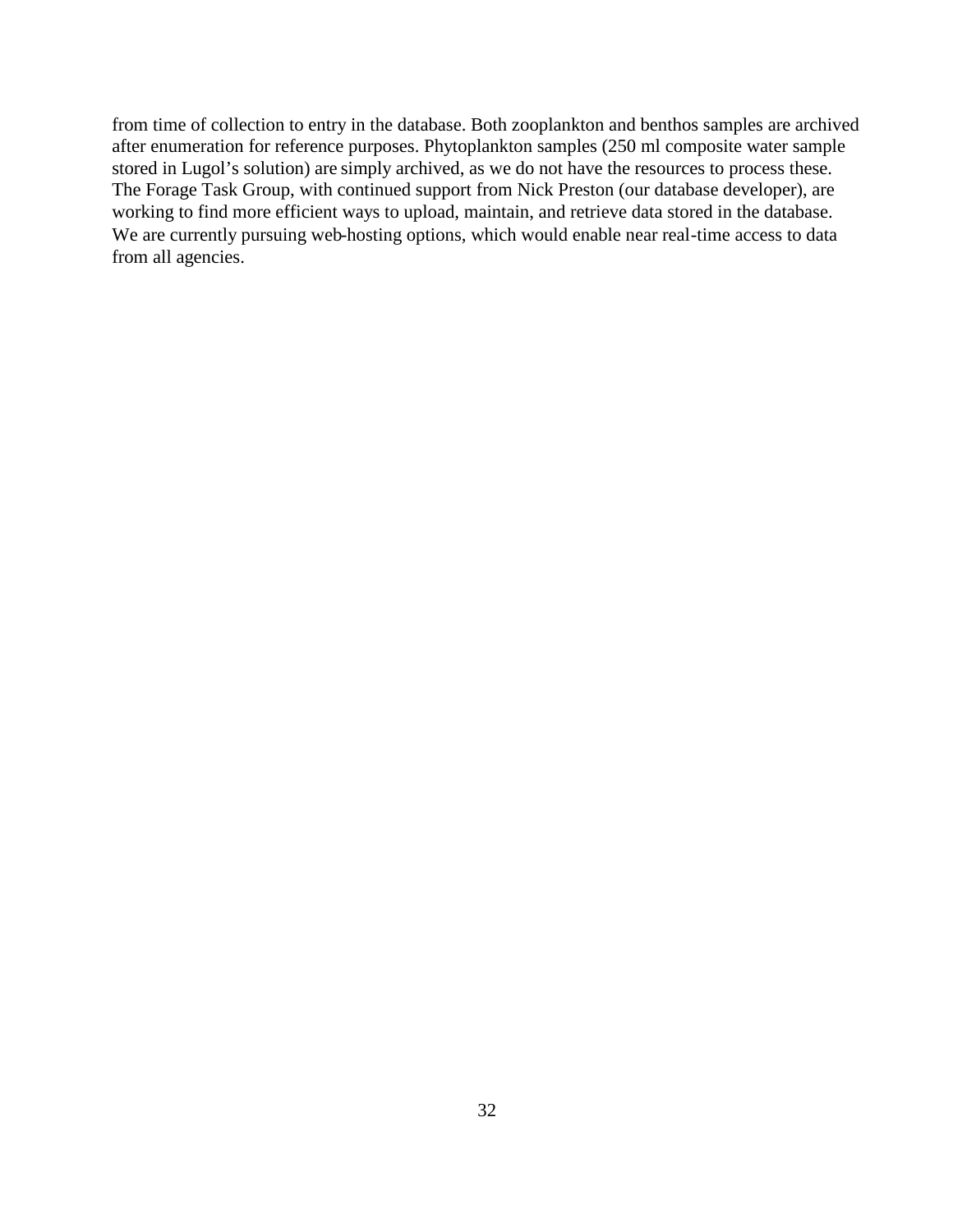from time of collection to entry in the database. Both zooplankton and benthos samples are archived after enumeration for reference purposes. Phytoplankton samples (250 ml composite water sample stored in Lugol's solution) are simply archived, as we do not have the resources to process these. The Forage Task Group, with continued support from Nick Preston (our database developer), are working to find more efficient ways to upload, maintain, and retrieve data stored in the database. We are currently pursuing web-hosting options, which would enable near real-time access to data from all agencies.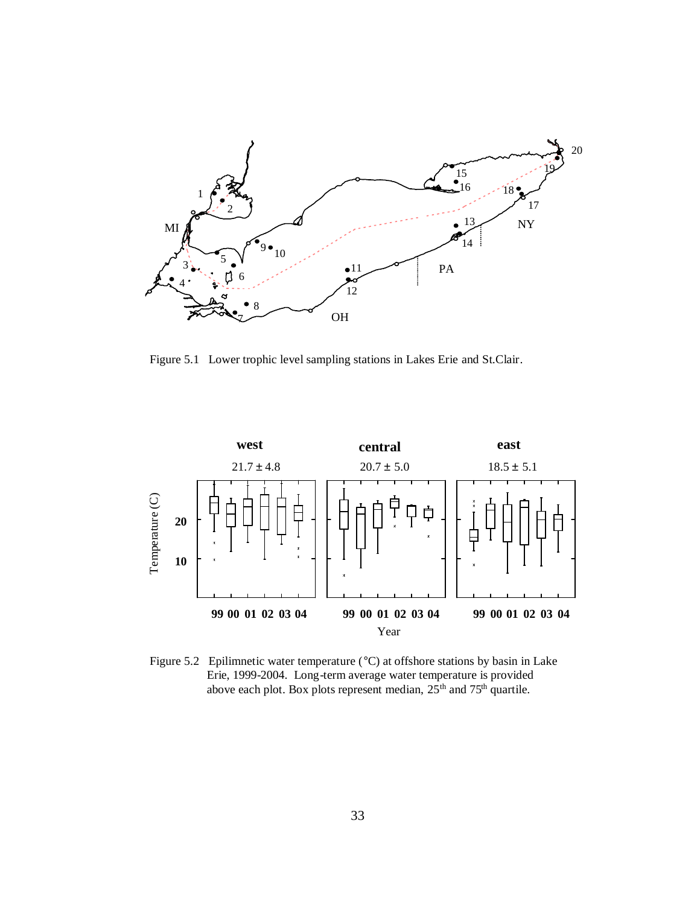Figure 5.1 Lower trophic level sampling stations in Lakes Erie and St.Clair.

Figure 5.2 Epilimnetic water temperature (°C) at offshore stations by basin in Lake Erie, 1999-2004. Long-term average water temperature is provided above each plot. Box plots represent median, 25[th] and 75[th] quartile.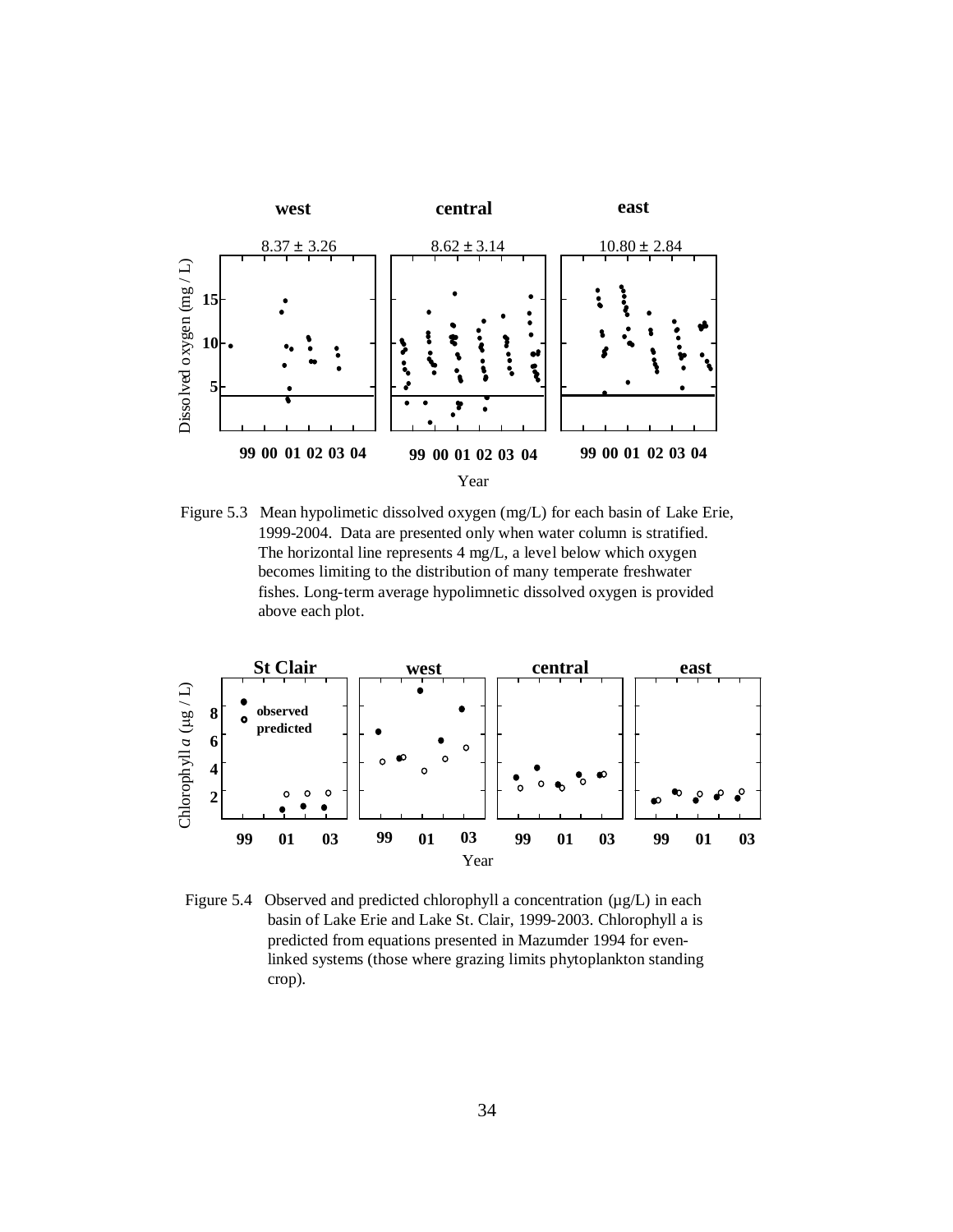Figure 5.3 Mean hypolimetic dissolved oxygen (mg/L) for each basin of Lake Erie, 1999-2004. Data are presented only when water column is stratified. The horizontal line represents 4 mg/L, a level below which oxygen becomes limiting to the distribution of many temperate freshwater fishes. Long-term average hypolimnetic dissolved oxygen is provided above each plot.

Figure 5.4 Observed and predicted chlorophyll a concentration (µg/L) in each basin of Lake Erie and Lake St. Clair, 1999-2003. Chlorophyll a is predicted from equations presented in Mazumder 1994 for even-linked systems (those where grazing limits phytoplankton standing crop).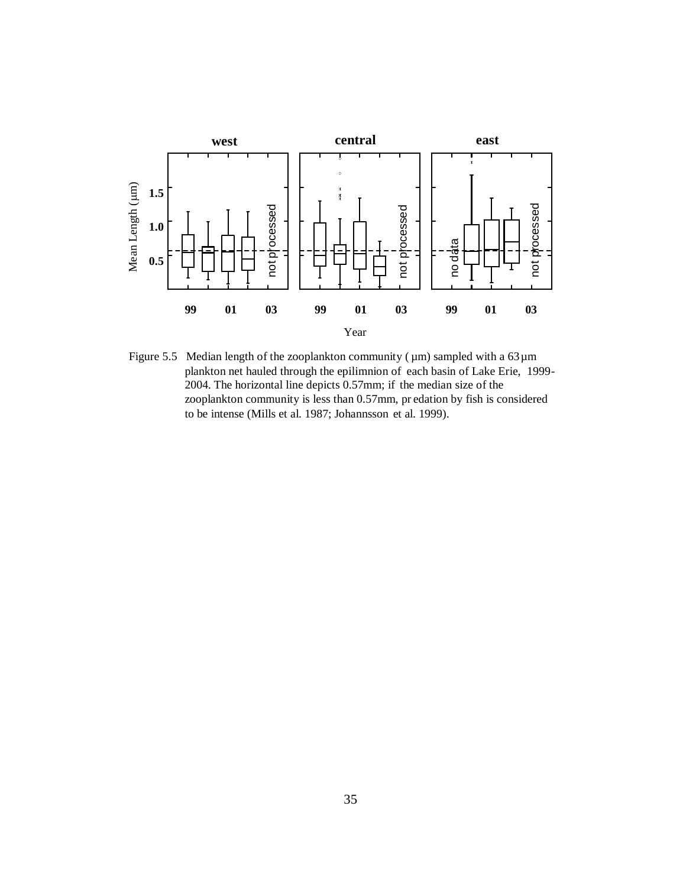Figure 5.5 Median length of the zooplankton community ( µm) sampled with a 63 µm plankton net hauled through the epilimnion of each basin of Lake Erie, 1999-2004. The horizontal line depicts 0.57mm; if the median size of the zooplankton community is less than 0.57mm, predation by fish is considered to be intense (Mills et al. 1987; Johannsson et al. 1999).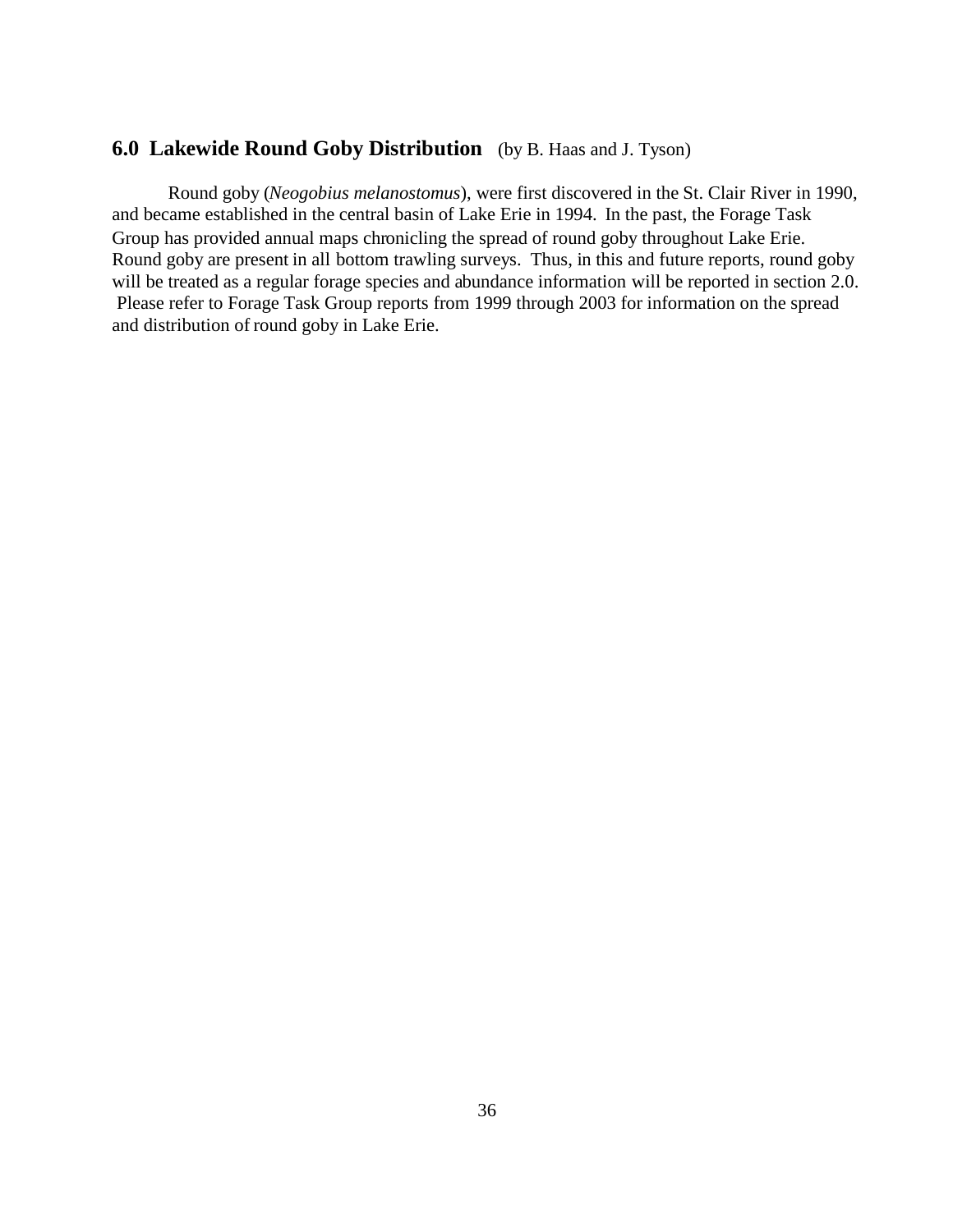## 6.0 Lakewide Round Goby Distribution (by B. Haas and J. Tyson)

Round goby (*Neogobius melanostomus*), were first discovered in the St. Clair River in 1990, and became established in the central basin of Lake Erie in 1994. In the past, the Forage Task Group has provided annual maps chronicling the spread of round goby throughout Lake Erie. Round goby are present in all bottom trawling surveys. Thus, in this and future reports, round goby will be treated as a regular forage species and abundance information will be reported in section 2.0. Please refer to Forage Task Group reports from 1999 through 2003 for information on the spread and distribution of round goby in Lake Erie.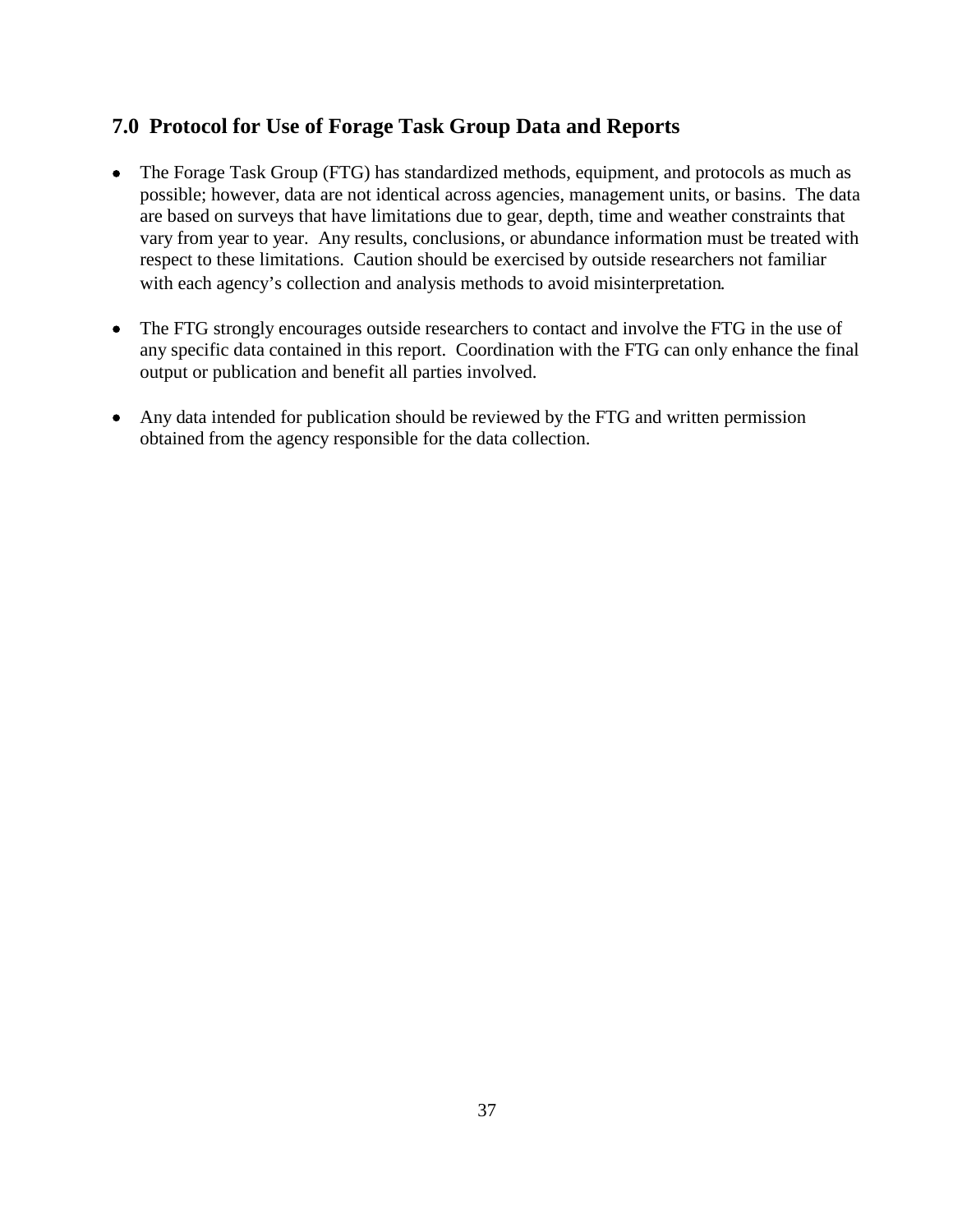## 7.0 Protocol for Use of Forage Task Group Data and Reports

- The Forage Task Group (FTG) has standardized methods, equipment, and protocols as much as possible; however, data are not identical across agencies, management units, or basins. The data are based on surveys that have limitations due to gear, depth, time and weather constraints that vary from year to year. Any results, conclusions, or abundance information must be treated with respect to these limitations. Caution should be exercised by outside researchers not familiar with each agency's collection and analysis methods to avoid misinterpretation.

- The FTG strongly encourages outside researchers to contact and involve the FTG in the use of any specific data contained in this report. Coordination with the FTG can only enhance the final output or publication and benefit all parties involved.

- Any data intended for publication should be reviewed by the FTG and written permission obtained from the agency responsible for the data collection.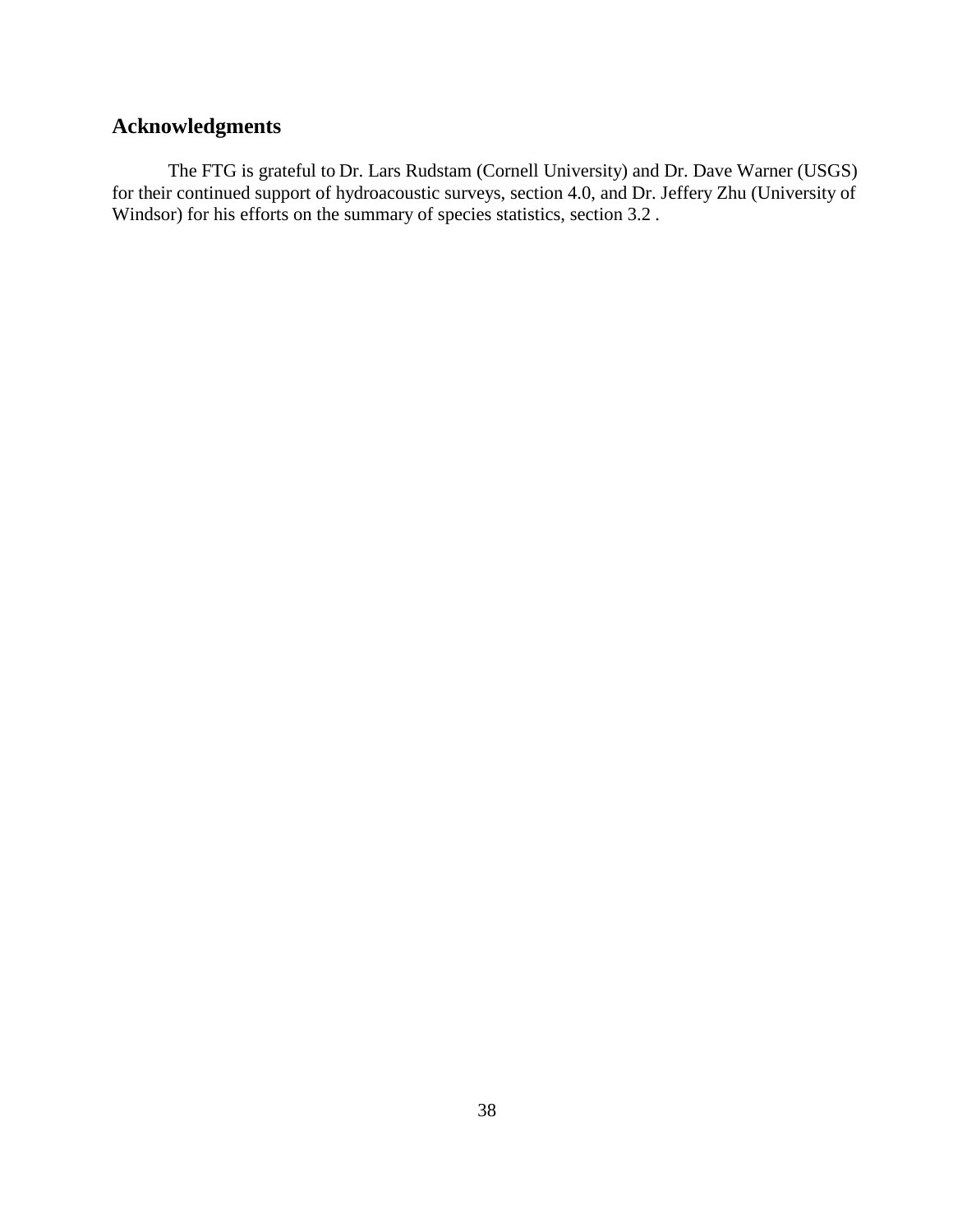## Acknowledgments

The FTG is grateful to Dr. Lars Rudstam (Cornell University) and Dr. Dave Warner (USGS) for their continued support of hydroacoustic surveys, section 4.0, and Dr. Jeffery Zhu (University of Windsor) for his efforts on the summary of species statistics, section 3.2 .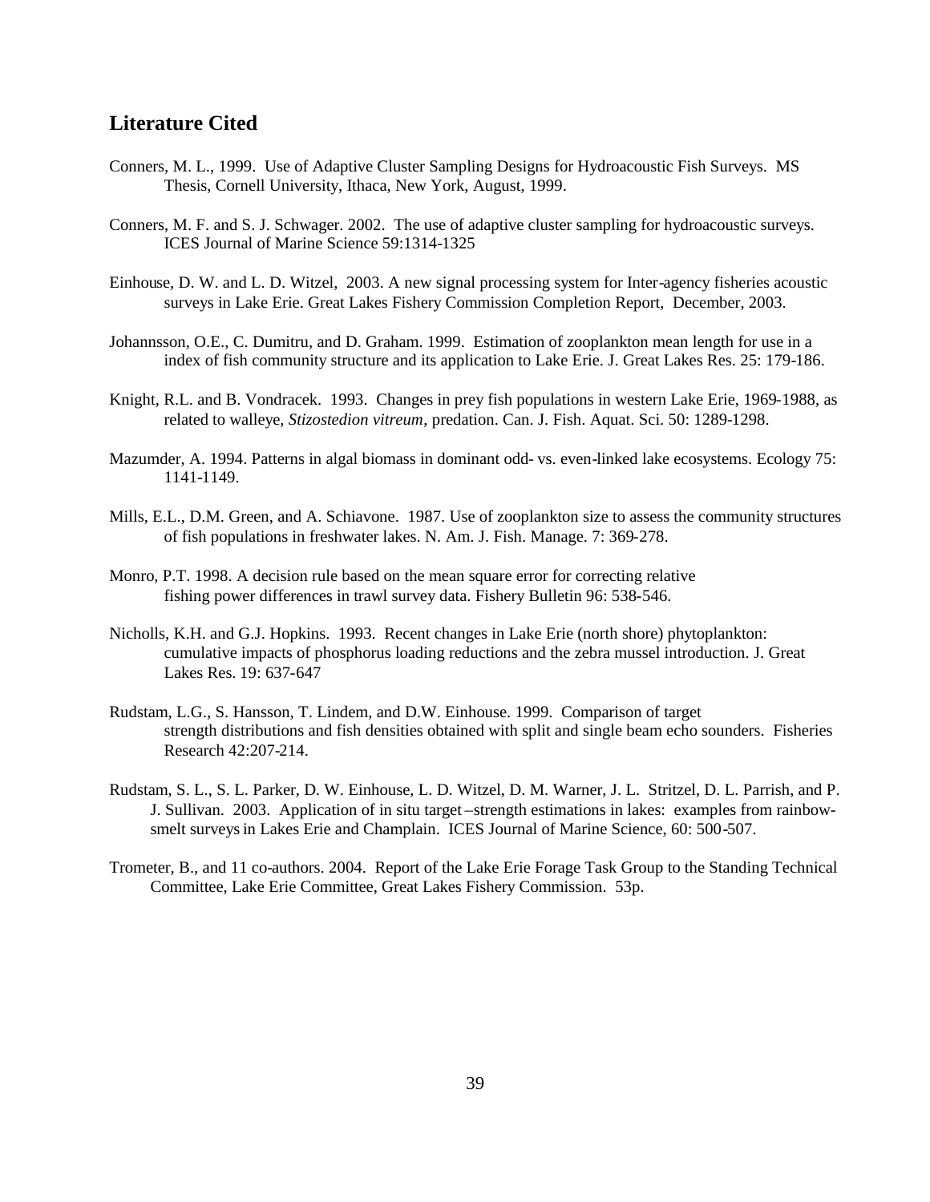## Literature Cited

Conners, M. L., 1999. Use of Adaptive Cluster Sampling Designs for Hydroacoustic Fish Surveys. MS Thesis, Cornell University, Ithaca, New York, August, 1999.

Conners, M. F. and S. J. Schwager. 2002. The use of adaptive cluster sampling for hydroacoustic surveys. ICES Journal of Marine Science 59:1314-1325

Einhouse, D. W. and L. D. Witzel, 2003. A new signal processing system for Inter-agency fisheries acoustic surveys in Lake Erie. Great Lakes Fishery Commission Completion Report, December, 2003.

Johannsson, O.E., C. Dumitru, and D. Graham. 1999. Estimation of zooplankton mean length for use in a index of fish community structure and its application to Lake Erie. J. Great Lakes Res. 25: 179-186.

Knight, R.L. and B. Vondracek. 1993. Changes in prey fish populations in western Lake Erie, 1969-1988, as related to walleye, *Stizostedion vitreum*, predation. Can. J. Fish. Aquat. Sci. 50: 1289-1298.

Mazumder, A. 1994. Patterns in algal biomass in dominant odd- vs. even-linked lake ecosystems. Ecology 75: 1141-1149.

Mills, E.L., D.M. Green, and A. Schiavone. 1987. Use of zooplankton size to assess the community structures of fish populations in freshwater lakes. N. Am. J. Fish. Manage. 7: 369-278.

Monro, P.T. 1998. A decision rule based on the mean square error for correcting relative fishing power differences in trawl survey data. Fishery Bulletin 96: 538-546.

Nicholls, K.H. and G.J. Hopkins. 1993. Recent changes in Lake Erie (north shore) phytoplankton: cumulative impacts of phosphorus loading reductions and the zebra mussel introduction. J. Great Lakes Res. 19: 637-647

Rudstam, L.G., S. Hansson, T. Lindem, and D.W. Einhouse. 1999. Comparison of target strength distributions and fish densities obtained with split and single beam echo sounders. Fisheries Research 42:207-214.

Rudstam, S. L., S. L. Parker, D. W. Einhouse, L. D. Witzel, D. M. Warner, J. L. Stritzel, D. L. Parrish, and P. J. Sullivan. 2003. Application of in situ target–strength estimations in lakes: examples from rainbow-smelt surveys in Lakes Erie and Champlain. ICES Journal of Marine Science, 60: 500-507.

Trometer, B., and 11 co-authors. 2004. Report of the Lake Erie Forage Task Group to the Standing Technical Committee, Lake Erie Committee, Great Lakes Fishery Commission. 53p.